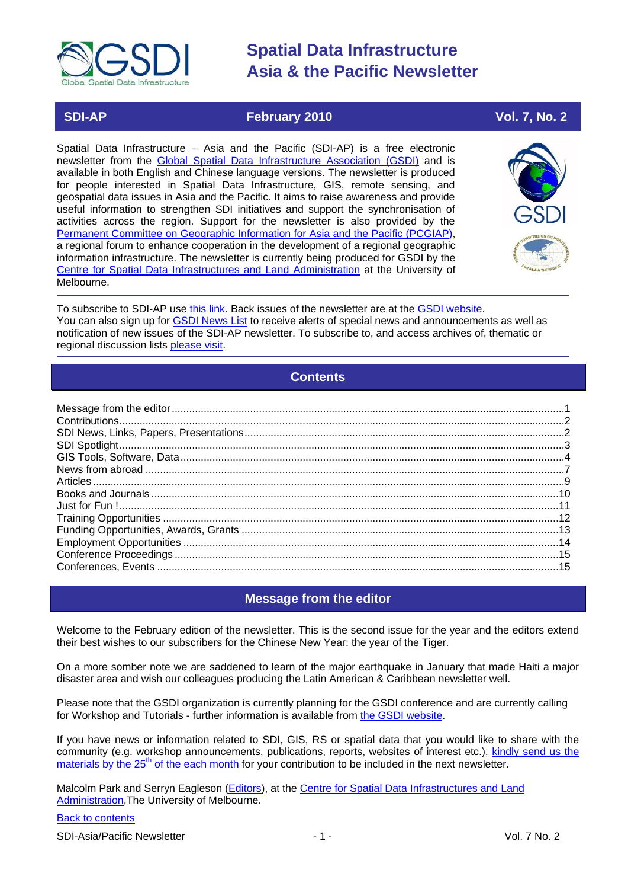# Spatial Data Infrastructure Asia & the Pacific Newsletter

**SDI-AP** | **February 2010** | **Vol. 7, No. 2**

Spatial Data Infrastructure – Asia and the Pacific (SDI-AP) is a free electronic newsletter from the Global Spatial Data Infrastructure Association (GSDI) and is available in both English and Chinese language versions. The newsletter is produced for people interested in Spatial Data Infrastructure, GIS, remote sensing, and geospatial data issues in Asia and the Pacific. It aims to raise awareness and provide useful information to strengthen SDI initiatives and support the synchronisation of activities across the region. Support for the newsletter is also provided by the Permanent Committee on Geographic Information for Asia and the Pacific (PCGIAP), a regional forum to enhance cooperation in the development of a regional geographic information infrastructure. The newsletter is currently being produced for GSDI by the Centre for Spatial Data Infrastructures and Land Administration at the University of Melbourne.

To subscribe to SDI-AP use this link. Back issues of the newsletter are at the GSDI website. You can also sign up for GSDI News List to receive alerts of special news and announcements as well as notification of new issues of the SDI-AP newsletter. To subscribe to, and access archives of, thematic or regional discussion lists please visit.

## Contents

- Message from the editor....1
- Contributions....2
- SDI News, Links, Papers, Presentations....2
- SDI Spotlight....3
- GIS Tools, Software, Data....4
- News from abroad....7
- Articles....9
- Books and Journals....10
- Just for Fun !....11
- Training Opportunities....12
- Funding Opportunities, Awards, Grants....13
- Employment Opportunities....14
- Conference Proceedings....15
- Conferences, Events....15

## Message from the editor

Welcome to the February edition of the newsletter. This is the second issue for the year and the editors extend their best wishes to our subscribers for the Chinese New Year: the year of the Tiger.

On a more somber note we are saddened to learn of the major earthquake in January that made Haiti a major disaster area and wish our colleagues producing the Latin American & Caribbean newsletter well.

Please note that the GSDI organization is currently planning for the GSDI conference and are currently calling for Workshop and Tutorials - further information is available from the GSDI website.

If you have news or information related to SDI, GIS, RS or spatial data that you would like to share with the community (e.g. workshop announcements, publications, reports, websites of interest etc.), kindly send us the materials by the 25th of the each month for your contribution to be included in the next newsletter.

Malcolm Park and Serryn Eagleson (Editors), at the Centre for Spatial Data Infrastructures and Land Administration,The University of Melbourne.

Back to contents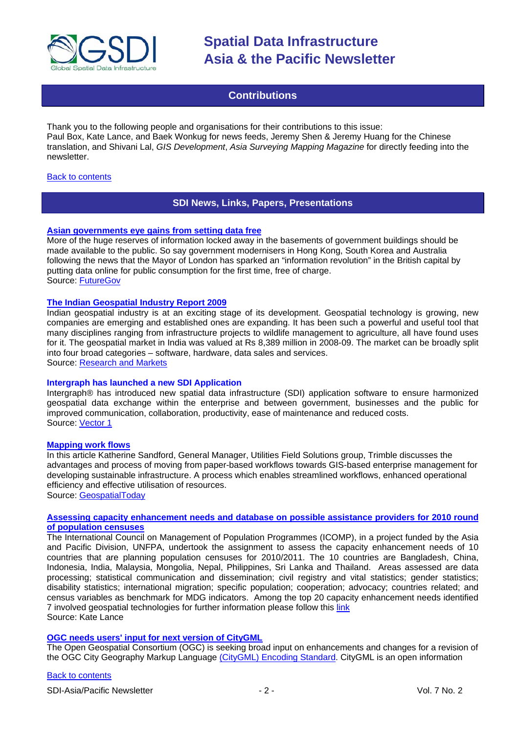## Contributions

Thank you to the following people and organisations for their contributions to this issue: Paul Box, Kate Lance, and Baek Wonkug for news feeds, Jeremy Shen & Jeremy Huang for the Chinese translation, and Shivani Lal, *GIS Development*, *Asia Surveying Mapping Magazine* for directly feeding into the newsletter.

Back to contents

## SDI News, Links, Papers, Presentations

**Asian governments eye gains from setting data free**

More of the huge reserves of information locked away in the basements of government buildings should be made available to the public. So say government modernisers in Hong Kong, South Korea and Australia following the news that the Mayor of London has sparked an "information revolution" in the British capital by putting data online for public consumption for the first time, free of charge.
Source: FutureGov

**The Indian Geospatial Industry Report 2009**

Indian geospatial industry is at an exciting stage of its development. Geospatial technology is growing, new companies are emerging and established ones are expanding. It has been such a powerful and useful tool that many disciplines ranging from infrastructure projects to wildlife management to agriculture, all have found uses for it. The geospatial market in India was valued at Rs 8,389 million in 2008-09. The market can be broadly split into four broad categories – software, hardware, data sales and services.
Source: Research and Markets

**Intergraph has launched a new SDI Application**

Intergraph® has introduced new spatial data infrastructure (SDI) application software to ensure harmonized geospatial data exchange within the enterprise and between government, businesses and the public for improved communication, collaboration, productivity, ease of maintenance and reduced costs.
Source: Vector 1

**Mapping work flows**

In this article Katherine Sandford, General Manager, Utilities Field Solutions group, Trimble discusses the advantages and process of moving from paper-based workflows towards GIS-based enterprise management for developing sustainable infrastructure. A process which enables streamlined workflows, enhanced operational efficiency and effective utilisation of resources.
Source: GeospatialToday

**Assessing capacity enhancement needs and database on possible assistance providers for 2010 round of population censuses**

The International Council on Management of Population Programmes (ICOMP), in a project funded by the Asia and Pacific Division, UNFPA, undertook the assignment to assess the capacity enhancement needs of 10 countries that are planning population censuses for 2010/2011. The 10 countries are Bangladesh, China, Indonesia, India, Malaysia, Mongolia, Nepal, Philippines, Sri Lanka and Thailand. Areas assessed are data processing; statistical communication and dissemination; civil registry and vital statistics; gender statistics; disability statistics; international migration; specific population; cooperation; advocacy; countries related; and census variables as benchmark for MDG indicators. Among the top 20 capacity enhancement needs identified 7 involved geospatial technologies for further information please follow this link
Source: Kate Lance

**OGC needs users' input for next version of CityGML**

The Open Geospatial Consortium (OGC) is seeking broad input on enhancements and changes for a revision of the OGC City Geography Markup Language (CityGML) Encoding Standard. CityGML is an open information

Back to contents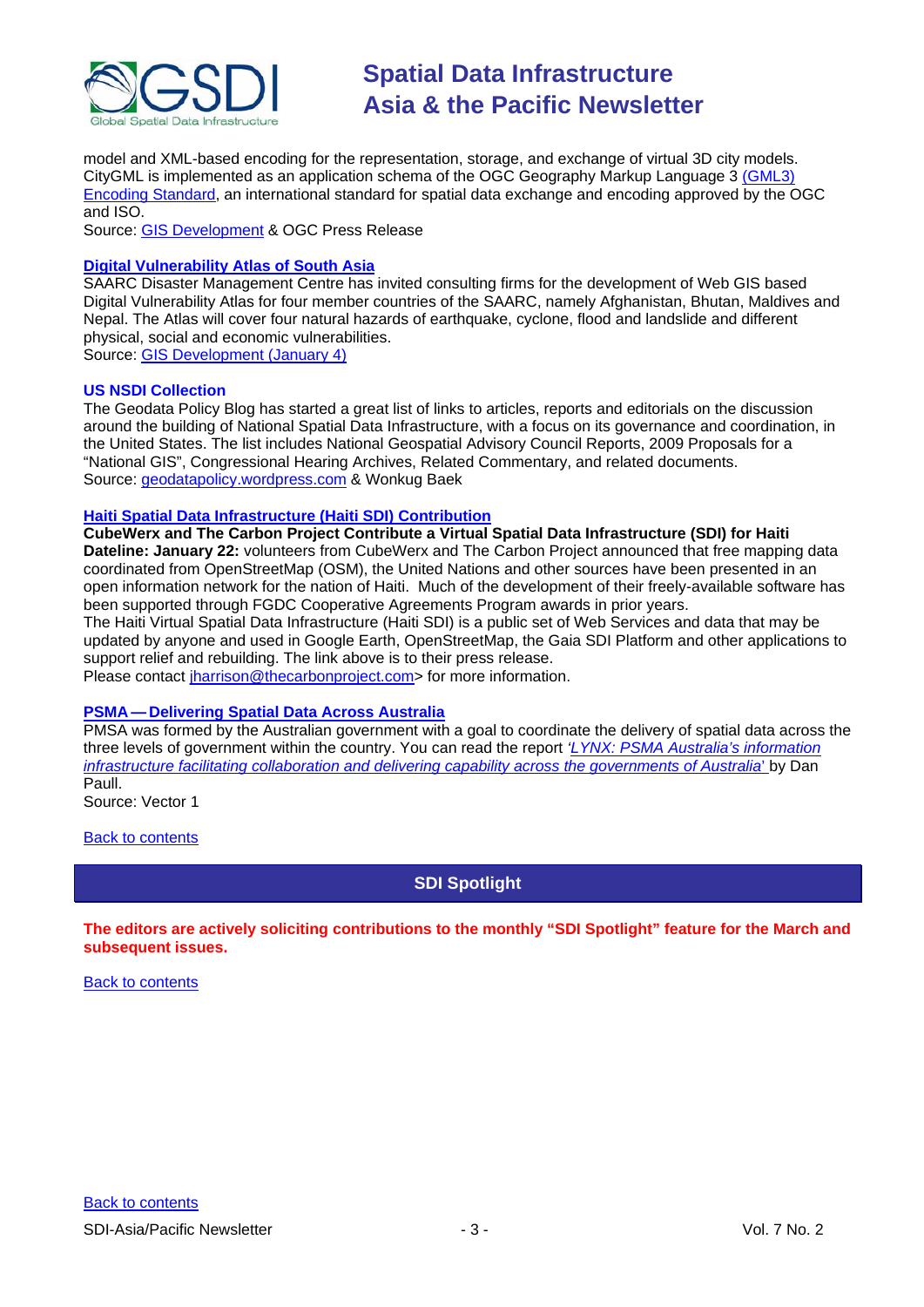model and XML-based encoding for the representation, storage, and exchange of virtual 3D city models. CityGML is implemented as an application schema of the OGC Geography Markup Language 3 (GML3) Encoding Standard, an international standard for spatial data exchange and encoding approved by the OGC and ISO.
Source: GIS Development & OGC Press Release

### Digital Vulnerability Atlas of South Asia

SAARC Disaster Management Centre has invited consulting firms for the development of Web GIS based Digital Vulnerability Atlas for four member countries of the SAARC, namely Afghanistan, Bhutan, Maldives and Nepal. The Atlas will cover four natural hazards of earthquake, cyclone, flood and landslide and different physical, social and economic vulnerabilities.
Source: GIS Development (January 4)

### US NSDI Collection

The Geodata Policy Blog has started a great list of links to articles, reports and editorials on the discussion around the building of National Spatial Data Infrastructure, with a focus on its governance and coordination, in the United States. The list includes National Geospatial Advisory Council Reports, 2009 Proposals for a "National GIS", Congressional Hearing Archives, Related Commentary, and related documents.
Source: geodatapolicy.wordpress.com & Wonkug Baek

### Haiti Spatial Data Infrastructure (Haiti SDI) Contribution

**CubeWerx and The Carbon Project Contribute a Virtual Spatial Data Infrastructure (SDI) for Haiti**
**Dateline: January 22:** volunteers from CubeWerx and The Carbon Project announced that free mapping data coordinated from OpenStreetMap (OSM), the United Nations and other sources have been presented in an open information network for the nation of Haiti. Much of the development of their freely-available software has been supported through FGDC Cooperative Agreements Program awards in prior years.
The Haiti Virtual Spatial Data Infrastructure (Haiti SDI) is a public set of Web Services and data that may be updated by anyone and used in Google Earth, OpenStreetMap, the Gaia SDI Platform and other applications to support relief and rebuilding. The link above is to their press release.
Please contact jharrison@thecarbonproject.com> for more information.

### PSMA — Delivering Spatial Data Across Australia

PMSA was formed by the Australian government with a goal to coordinate the delivery of spatial data across the three levels of government within the country. You can read the report *'LYNX: PSMA Australia's information infrastructure facilitating collaboration and delivering capability across the governments of Australia'* by Dan Paull.
Source: Vector 1

Back to contents

## SDI Spotlight

**The editors are actively soliciting contributions to the monthly "SDI Spotlight" feature for the March and subsequent issues.**

Back to contents

Back to contents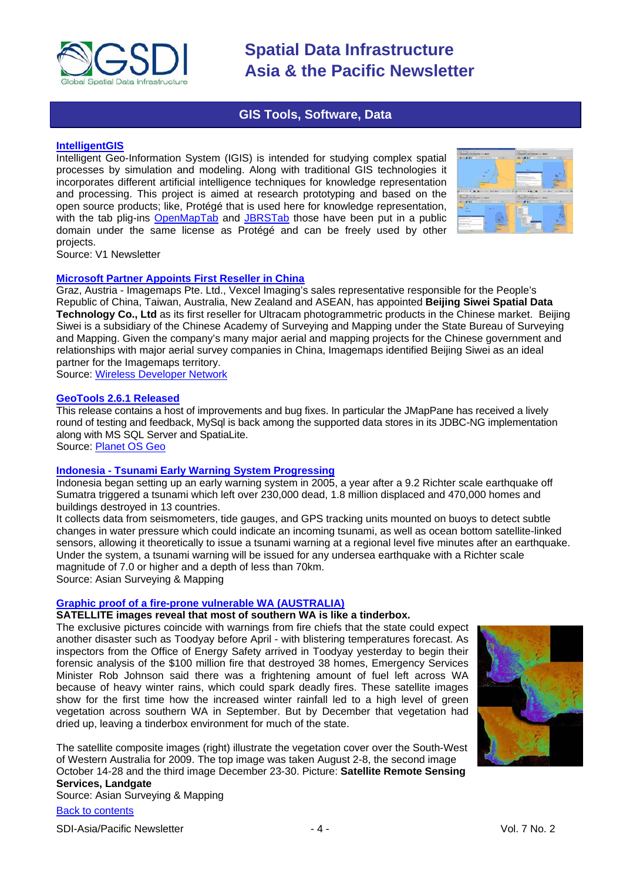## GIS Tools, Software, Data

### IntelligentGIS

Intelligent Geo-Information System (IGIS) is intended for studying complex spatial processes by simulation and modeling. Along with traditional GIS technologies it incorporates different artificial intelligence techniques for knowledge representation and processing. This project is aimed at research prototyping and based on the open source products; like, Protégé that is used here for knowledge representation, with the tab plig-ins OpenMapTab and JBRSTab those have been put in a public domain under the same license as Protégé and can be freely used by other projects.

Source: V1 Newsletter

### Microsoft Partner Appoints First Reseller in China

Graz, Austria - Imagemaps Pte. Ltd., Vexcel Imaging's sales representative responsible for the People's Republic of China, Taiwan, Australia, New Zealand and ASEAN, has appointed **Beijing Siwei Spatial Data Technology Co., Ltd** as its first reseller for Ultracam photogrammetric products in the Chinese market. Beijing Siwei is a subsidiary of the Chinese Academy of Surveying and Mapping under the State Bureau of Surveying and Mapping. Given the company's many major aerial and mapping projects for the Chinese government and relationships with major aerial survey companies in China, Imagemaps identified Beijing Siwei as an ideal partner for the Imagemaps territory.

Source: Wireless Developer Network

### GeoTools 2.6.1 Released

This release contains a host of improvements and bug fixes. In particular the JMapPane has received a lively round of testing and feedback, MySql is back among the supported data stores in its JDBC-NG implementation along with MS SQL Server and SpatiaLite.

Source: Planet OS Geo

### Indonesia - Tsunami Early Warning System Progressing

Indonesia began setting up an early warning system in 2005, a year after a 9.2 Richter scale earthquake off Sumatra triggered a tsunami which left over 230,000 dead, 1.8 million displaced and 470,000 homes and buildings destroyed in 13 countries.

It collects data from seismometers, tide gauges, and GPS tracking units mounted on buoys to detect subtle changes in water pressure which could indicate an incoming tsunami, as well as ocean bottom satellite-linked sensors, allowing it theoretically to issue a tsunami warning at a regional level five minutes after an earthquake. Under the system, a tsunami warning will be issued for any undersea earthquake with a Richter scale magnitude of 7.0 or higher and a depth of less than 70km.

Source: Asian Surveying & Mapping

### Graphic proof of a fire-prone vulnerable WA (AUSTRALIA)

**SATELLITE images reveal that most of southern WA is like a tinderbox.**

The exclusive pictures coincide with warnings from fire chiefs that the state could expect another disaster such as Toodyay before April - with blistering temperatures forecast. As inspectors from the Office of Energy Safety arrived in Toodyay yesterday to begin their forensic analysis of the $100 million fire that destroyed 38 homes, Emergency Services Minister Rob Johnson said there was a frightening amount of fuel left across WA because of heavy winter rains, which could spark deadly fires. These satellite images show for the first time how the increased winter rainfall led to a high level of green vegetation across southern WA in September. But by December that vegetation had dried up, leaving a tinderbox environment for much of the state.

The satellite composite images (right) illustrate the vegetation cover over the South-West of Western Australia for 2009. The top image was taken August 2-8, the second image October 14-28 and the third image December 23-30. Picture: **Satellite Remote Sensing Services, Landgate**

Source: Asian Surveying & Mapping

Back to contents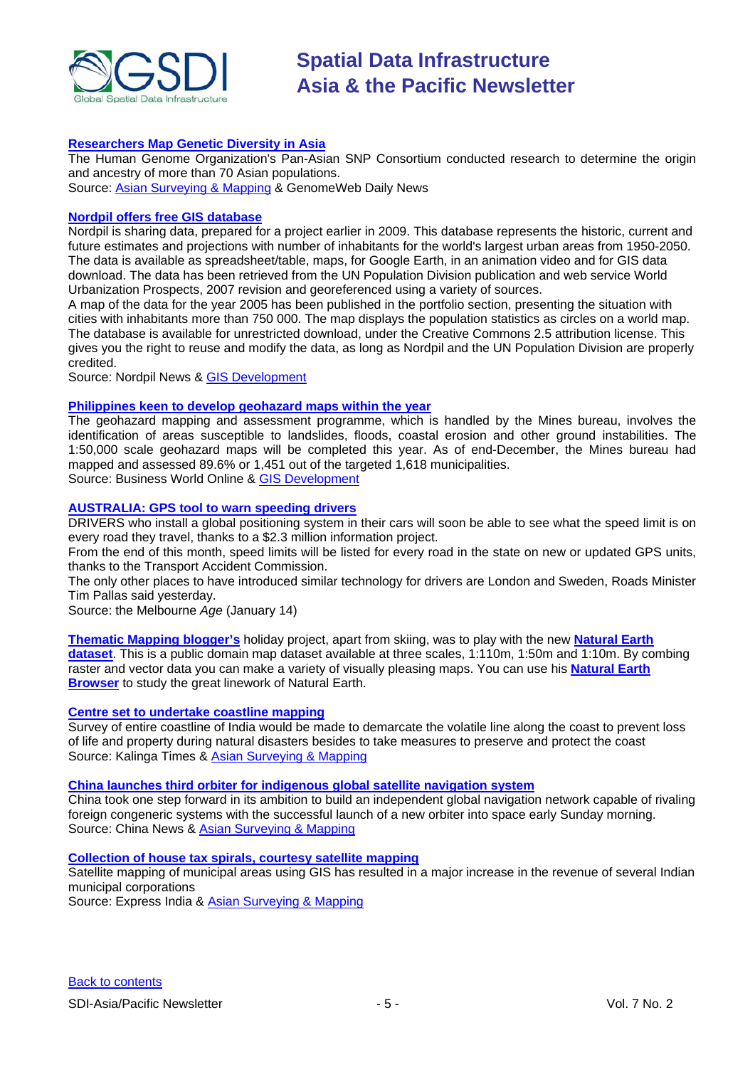### Researchers Map Genetic Diversity in Asia

The Human Genome Organization's Pan-Asian SNP Consortium conducted research to determine the origin and ancestry of more than 70 Asian populations.
Source: Asian Surveying & Mapping & GenomeWeb Daily News

### Nordpil offers free GIS database

Nordpil is sharing data, prepared for a project earlier in 2009. This database represents the historic, current and future estimates and projections with number of inhabitants for the world's largest urban areas from 1950-2050. The data is available as spreadsheet/table, maps, for Google Earth, in an animation video and for GIS data download. The data has been retrieved from the UN Population Division publication and web service World Urbanization Prospects, 2007 revision and georeferenced using a variety of sources.
A map of the data for the year 2005 has been published in the portfolio section, presenting the situation with cities with inhabitants more than 750 000. The map displays the population statistics as circles on a world map. The database is available for unrestricted download, under the Creative Commons 2.5 attribution license. This gives you the right to reuse and modify the data, as long as Nordpil and the UN Population Division are properly credited.
Source: Nordpil News & GIS Development

### Philippines keen to develop geohazard maps within the year

The geohazard mapping and assessment programme, which is handled by the Mines bureau, involves the identification of areas susceptible to landslides, floods, coastal erosion and other ground instabilities. The 1:50,000 scale geohazard maps will be completed this year. As of end-December, the Mines bureau had mapped and assessed 89.6% or 1,451 out of the targeted 1,618 municipalities.
Source: Business World Online & GIS Development

### AUSTRALIA: GPS tool to warn speeding drivers

DRIVERS who install a global positioning system in their cars will soon be able to see what the speed limit is on every road they travel, thanks to a $2.3 million information project.
From the end of this month, speed limits will be listed for every road in the state on new or updated GPS units, thanks to the Transport Accident Commission.
The only other places to have introduced similar technology for drivers are London and Sweden, Roads Minister Tim Pallas said yesterday.
Source: the Melbourne *Age* (January 14)

**Thematic Mapping blogger's** holiday project, apart from skiing, was to play with the new **Natural Earth dataset**. This is a public domain map dataset available at three scales, 1:110m, 1:50m and 1:10m. By combing raster and vector data you can make a variety of visually pleasing maps. You can use his **Natural Earth Browser** to study the great linework of Natural Earth.

### Centre set to undertake coastline mapping

Survey of entire coastline of India would be made to demarcate the volatile line along the coast to prevent loss of life and property during natural disasters besides to take measures to preserve and protect the coast
Source: Kalinga Times & Asian Surveying & Mapping

### China launches third orbiter for indigenous global satellite navigation system

China took one step forward in its ambition to build an independent global navigation network capable of rivaling foreign congeneric systems with the successful launch of a new orbiter into space early Sunday morning.
Source: China News & Asian Surveying & Mapping

### Collection of house tax spirals, courtesy satellite mapping

Satellite mapping of municipal areas using GIS has resulted in a major increase in the revenue of several Indian municipal corporations
Source: Express India & Asian Surveying & Mapping

Back to contents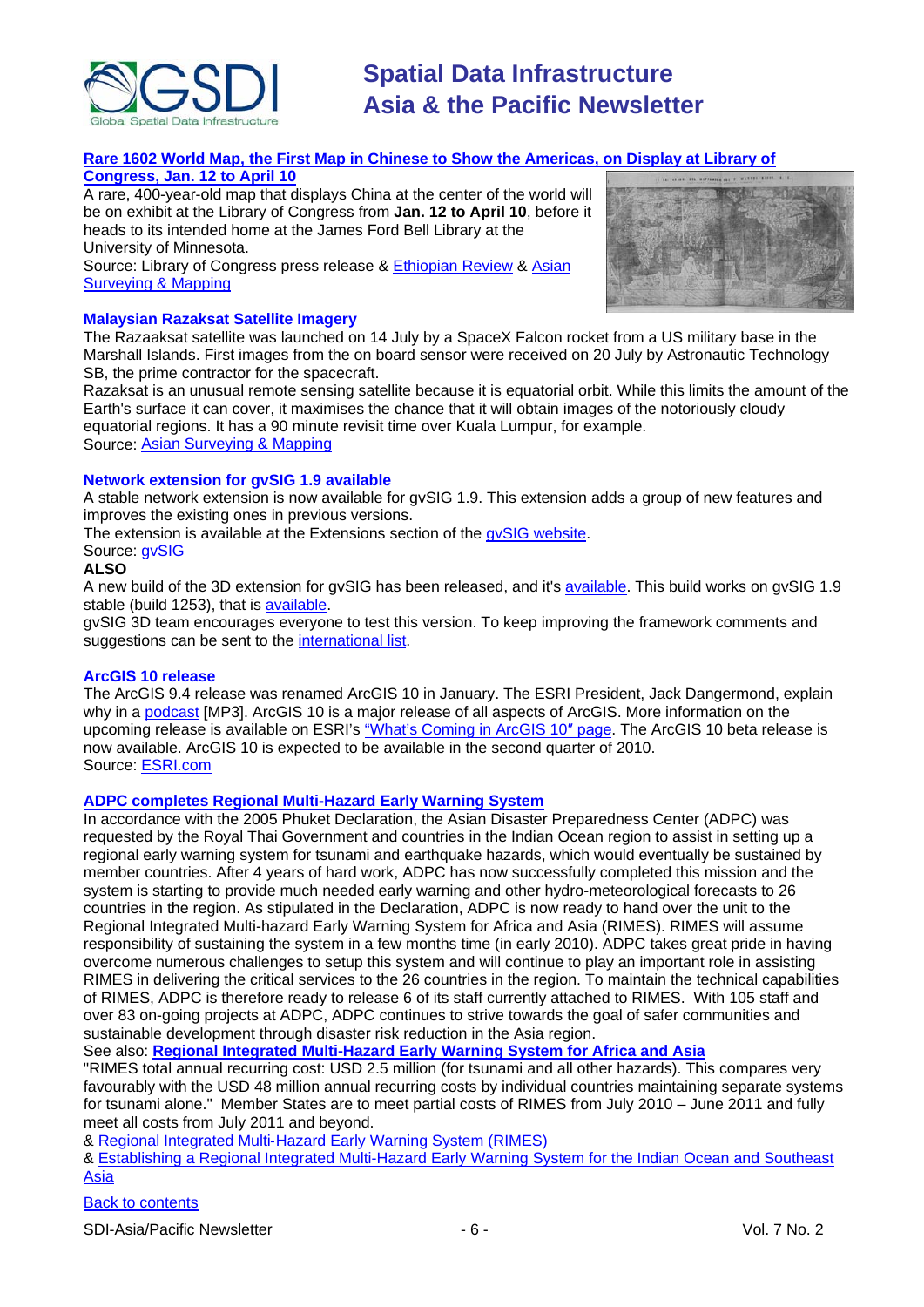### Rare 1602 World Map, the First Map in Chinese to Show the Americas, on Display at Library of Congress, Jan. 12 to April 10

A rare, 400-year-old map that displays China at the center of the world will be on exhibit at the Library of Congress from **Jan. 12 to April 10**, before it heads to its intended home at the James Ford Bell Library at the University of Minnesota.
Source: Library of Congress press release & Ethiopian Review & Asian Surveying & Mapping

### Malaysian Razaksat Satellite Imagery

The Razaaksat satellite was launched on 14 July by a SpaceX Falcon rocket from a US military base in the Marshall Islands. First images from the on board sensor were received on 20 July by Astronautic Technology SB, the prime contractor for the spacecraft.
Razaksat is an unusual remote sensing satellite because it is equatorial orbit. While this limits the amount of the Earth's surface it can cover, it maximises the chance that it will obtain images of the notoriously cloudy equatorial regions. It has a 90 minute revisit time over Kuala Lumpur, for example.
Source: Asian Surveying & Mapping

### Network extension for gvSIG 1.9 available

A stable network extension is now available for gvSIG 1.9. This extension adds a group of new features and improves the existing ones in previous versions.
The extension is available at the Extensions section of the gvSIG website.
Source: gvSIG
**ALSO**
A new build of the 3D extension for gvSIG has been released, and it's available. This build works on gvSIG 1.9 stable (build 1253), that is available.
gvSIG 3D team encourages everyone to test this version. To keep improving the framework comments and suggestions can be sent to the international list.

### ArcGIS 10 release

The ArcGIS 9.4 release was renamed ArcGIS 10 in January. The ESRI President, Jack Dangermond, explain why in a podcast [MP3]. ArcGIS 10 is a major release of all aspects of ArcGIS. More information on the upcoming release is available on ESRI's "What's Coming in ArcGIS 10″ page. The ArcGIS 10 beta release is now available. ArcGIS 10 is expected to be available in the second quarter of 2010.
Source: ESRI.com

### ADPC completes Regional Multi-Hazard Early Warning System

In accordance with the 2005 Phuket Declaration, the Asian Disaster Preparedness Center (ADPC) was requested by the Royal Thai Government and countries in the Indian Ocean region to assist in setting up a regional early warning system for tsunami and earthquake hazards, which would eventually be sustained by member countries. After 4 years of hard work, ADPC has now successfully completed this mission and the system is starting to provide much needed early warning and other hydro-meteorological forecasts to 26 countries in the region. As stipulated in the Declaration, ADPC is now ready to hand over the unit to the Regional Integrated Multi-hazard Early Warning System for Africa and Asia (RIMES). RIMES will assume responsibility of sustaining the system in a few months time (in early 2010). ADPC takes great pride in having overcome numerous challenges to setup this system and will continue to play an important role in assisting RIMES in delivering the critical services to the 26 countries in the region. To maintain the technical capabilities of RIMES, ADPC is therefore ready to release 6 of its staff currently attached to RIMES. With 105 staff and over 83 on-going projects at ADPC, ADPC continues to strive towards the goal of safer communities and sustainable development through disaster risk reduction in the Asia region.
See also: **Regional Integrated Multi-Hazard Early Warning System for Africa and Asia**
"RIMES total annual recurring cost: USD 2.5 million (for tsunami and all other hazards). This compares very favourably with the USD 48 million annual recurring costs by individual countries maintaining separate systems for tsunami alone." Member States are to meet partial costs of RIMES from July 2010 – June 2011 and fully meet all costs from July 2011 and beyond.
& Regional Integrated Multi-Hazard Early Warning System (RIMES)
& Establishing a Regional Integrated Multi-Hazard Early Warning System for the Indian Ocean and Southeast Asia

Back to contents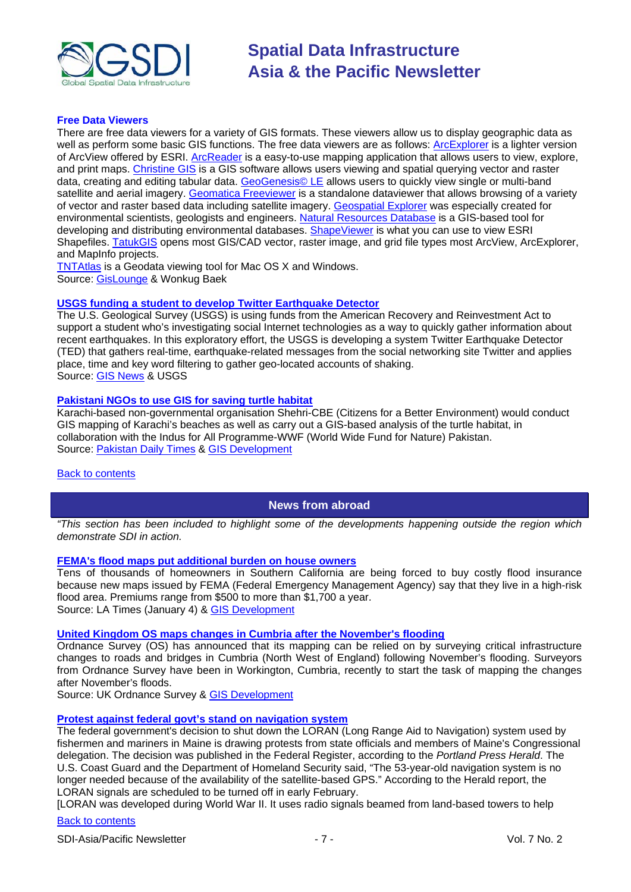### Free Data Viewers

There are free data viewers for a variety of GIS formats. These viewers allow us to display geographic data as well as perform some basic GIS functions. The free data viewers are as follows: ArcExplorer is a lighter version of ArcView offered by ESRI. ArcReader is a easy-to-use mapping application that allows users to view, explore, and print maps. Christine GIS is a GIS software allows users viewing and spatial querying vector and raster data, creating and editing tabular data. GeoGenesis© LE allows users to quickly view single or multi-band satellite and aerial imagery. Geomatica Freeviewer is a standalone dataviewer that allows browsing of a variety of vector and raster based data including satellite imagery. Geospatial Explorer was especially created for environmental scientists, geologists and engineers. Natural Resources Database is a GIS-based tool for developing and distributing environmental databases. ShapeViewer is what you can use to view ESRI Shapefiles. TatukGIS opens most GIS/CAD vector, raster image, and grid file types most ArcView, ArcExplorer, and MapInfo projects.
TNTAtlas is a Geodata viewing tool for Mac OS X and Windows.
Source: GisLounge & Wonkug Baek

### USGS funding a student to develop Twitter Earthquake Detector

The U.S. Geological Survey (USGS) is using funds from the American Recovery and Reinvestment Act to support a student who's investigating social Internet technologies as a way to quickly gather information about recent earthquakes. In this exploratory effort, the USGS is developing a system Twitter Earthquake Detector (TED) that gathers real-time, earthquake-related messages from the social networking site Twitter and applies place, time and key word filtering to gather geo-located accounts of shaking.
Source: GIS News & USGS

### Pakistani NGOs to use GIS for saving turtle habitat

Karachi-based non-governmental organisation Shehri-CBE (Citizens for a Better Environment) would conduct GIS mapping of Karachi's beaches as well as carry out a GIS-based analysis of the turtle habitat, in collaboration with the Indus for All Programme-WWF (World Wide Fund for Nature) Pakistan.
Source: Pakistan Daily Times & GIS Development

Back to contents

## News from abroad

*"This section has been included to highlight some of the developments happening outside the region which demonstrate SDI in action.*

### FEMA's flood maps put additional burden on house owners

Tens of thousands of homeowners in Southern California are being forced to buy costly flood insurance because new maps issued by FEMA (Federal Emergency Management Agency) say that they live in a high-risk flood area. Premiums range from $500 to more than $1,700 a year.
Source: LA Times (January 4) & GIS Development

### United Kingdom OS maps changes in Cumbria after the November's flooding

Ordnance Survey (OS) has announced that its mapping can be relied on by surveying critical infrastructure changes to roads and bridges in Cumbria (North West of England) following November's flooding. Surveyors from Ordnance Survey have been in Workington, Cumbria, recently to start the task of mapping the changes after November's floods.
Source: UK Ordnance Survey & GIS Development

### Protest against federal govt's stand on navigation system

The federal government's decision to shut down the LORAN (Long Range Aid to Navigation) system used by fishermen and mariners in Maine is drawing protests from state officials and members of Maine's Congressional delegation. The decision was published in the Federal Register, according to the *Portland Press Herald*. The U.S. Coast Guard and the Department of Homeland Security said, "The 53-year-old navigation system is no longer needed because of the availability of the satellite-based GPS." According to the Herald report, the LORAN signals are scheduled to be turned off in early February.
[LORAN was developed during World War II. It uses radio signals beamed from land-based towers to help

Back to contents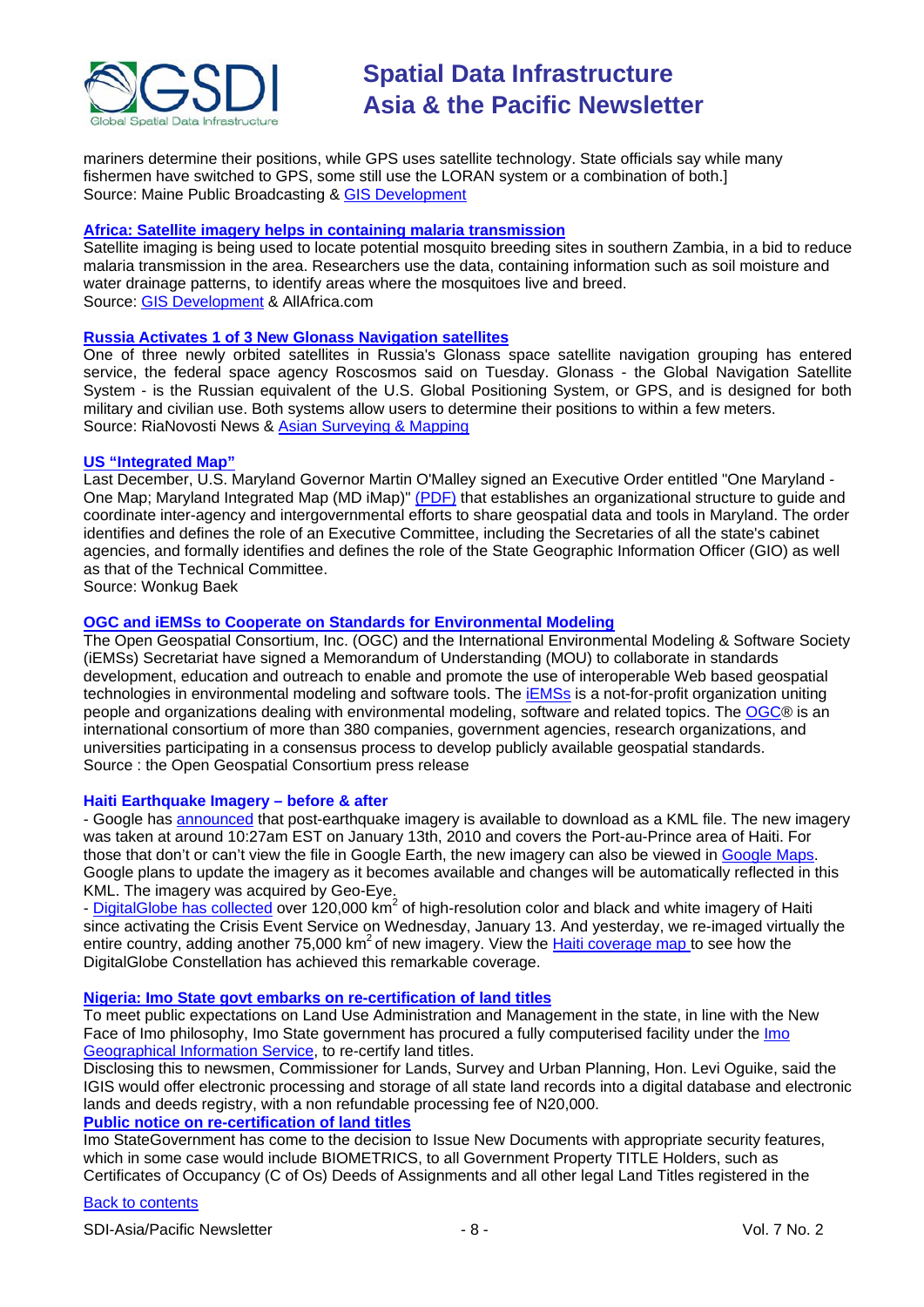mariners determine their positions, while GPS uses satellite technology. State officials say while many fishermen have switched to GPS, some still use the LORAN system or a combination of both.]
Source: Maine Public Broadcasting & GIS Development

### Africa: Satellite imagery helps in containing malaria transmission

Satellite imaging is being used to locate potential mosquito breeding sites in southern Zambia, in a bid to reduce malaria transmission in the area. Researchers use the data, containing information such as soil moisture and water drainage patterns, to identify areas where the mosquitoes live and breed.
Source: GIS Development & AllAfrica.com

### Russia Activates 1 of 3 New Glonass Navigation satellites

One of three newly orbited satellites in Russia's Glonass space satellite navigation grouping has entered service, the federal space agency Roscosmos said on Tuesday. Glonass - the Global Navigation Satellite System - is the Russian equivalent of the U.S. Global Positioning System, or GPS, and is designed for both military and civilian use. Both systems allow users to determine their positions to within a few meters.
Source: RiaNovosti News & Asian Surveying & Mapping

### US "Integrated Map"

Last December, U.S. Maryland Governor Martin O'Malley signed an Executive Order entitled "One Maryland - One Map; Maryland Integrated Map (MD iMap)" (PDF) that establishes an organizational structure to guide and coordinate inter-agency and intergovernmental efforts to share geospatial data and tools in Maryland. The order identifies and defines the role of an Executive Committee, including the Secretaries of all the state's cabinet agencies, and formally identifies and defines the role of the State Geographic Information Officer (GIO) as well as that of the Technical Committee.
Source: Wonkug Baek

### OGC and iEMSs to Cooperate on Standards for Environmental Modeling

The Open Geospatial Consortium, Inc. (OGC) and the International Environmental Modeling & Software Society (iEMSs) Secretariat have signed a Memorandum of Understanding (MOU) to collaborate in standards development, education and outreach to enable and promote the use of interoperable Web based geospatial technologies in environmental modeling and software tools. The iEMSs is a not-for-profit organization uniting people and organizations dealing with environmental modeling, software and related topics. The OGC® is an international consortium of more than 380 companies, government agencies, research organizations, and universities participating in a consensus process to develop publicly available geospatial standards.
Source : the Open Geospatial Consortium press release

### Haiti Earthquake Imagery – before & after

- Google has announced that post-earthquake imagery is available to download as a KML file. The new imagery was taken at around 10:27am EST on January 13th, 2010 and covers the Port-au-Prince area of Haiti. For those that don't or can't view the file in Google Earth, the new imagery can also be viewed in Google Maps. Google plans to update the imagery as it becomes available and changes will be automatically reflected in this KML. The imagery was acquired by Geo-Eye.
- DigitalGlobe has collected over 120,000 km$^2$ of high-resolution color and black and white imagery of Haiti since activating the Crisis Event Service on Wednesday, January 13. And yesterday, we re-imaged virtually the entire country, adding another 75,000 km$^2$ of new imagery. View the Haiti coverage map to see how the DigitalGlobe Constellation has achieved this remarkable coverage.

### Nigeria: Imo State govt embarks on re-certification of land titles

To meet public expectations on Land Use Administration and Management in the state, in line with the New Face of Imo philosophy, Imo State government has procured a fully computerised facility under the Imo Geographical Information Service, to re-certify land titles.
Disclosing this to newsmen, Commissioner for Lands, Survey and Urban Planning, Hon. Levi Oguike, said the IGIS would offer electronic processing and storage of all state land records into a digital database and electronic lands and deeds registry, with a non refundable processing fee of N20,000.

**Public notice on re-certification of land titles**

Imo StateGovernment has come to the decision to Issue New Documents with appropriate security features, which in some case would include BIOMETRICS, to all Government Property TITLE Holders, such as Certificates of Occupancy (C of Os) Deeds of Assignments and all other legal Land Titles registered in the

Back to contents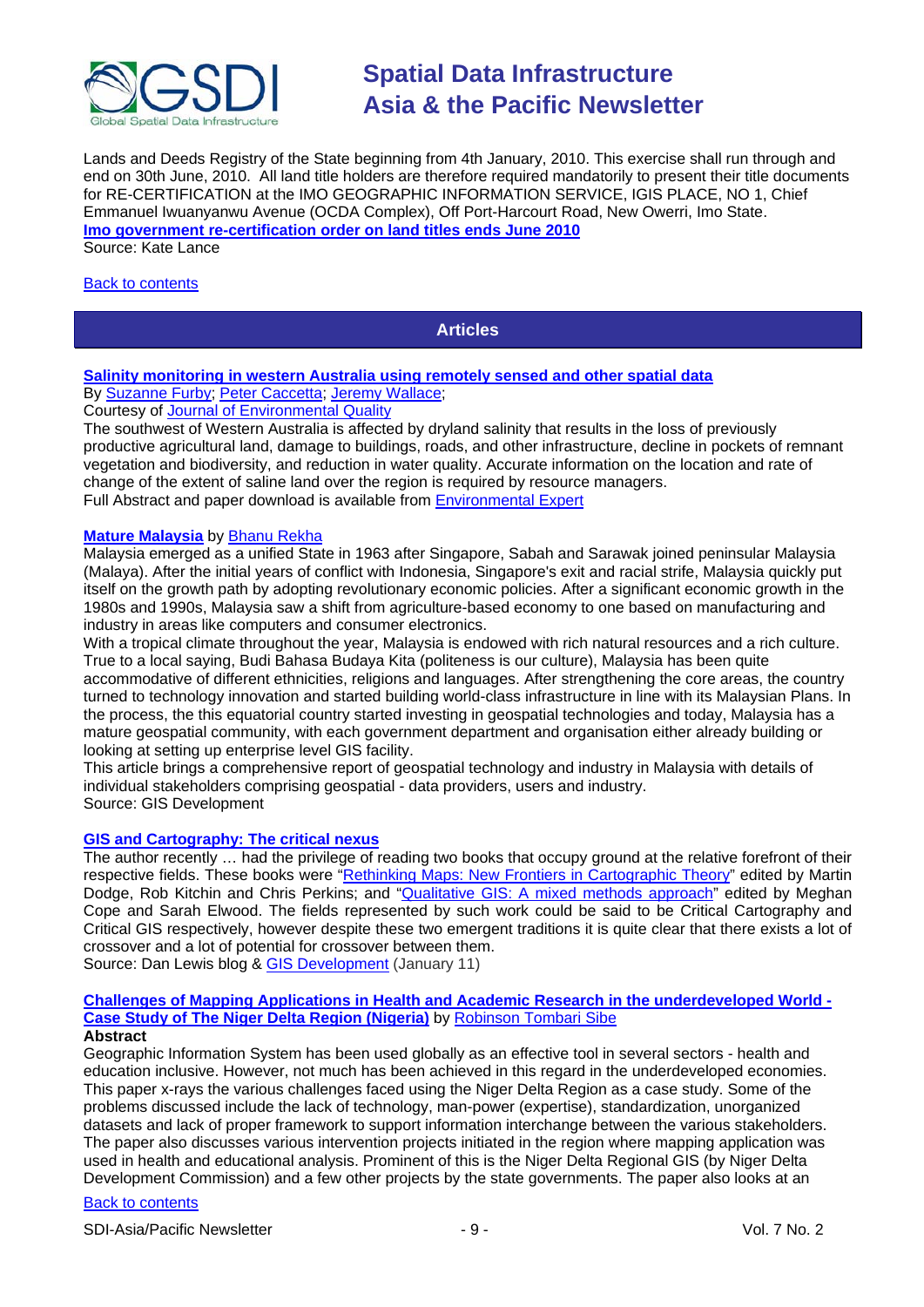Lands and Deeds Registry of the State beginning from 4th January, 2010. This exercise shall run through and end on 30th June, 2010. All land title holders are therefore required mandatorily to present their title documents for RE-CERTIFICATION at the IMO GEOGRAPHIC INFORMATION SERVICE, IGIS PLACE, NO 1, Chief Emmanuel Iwuanyanwu Avenue (OCDA Complex), Off Port-Harcourt Road, New Owerri, Imo State.
**Imo government re-certification order on land titles ends June 2010**
Source: Kate Lance

Back to contents

## Articles

**Salinity monitoring in western Australia using remotely sensed and other spatial data**
By Suzanne Furby; Peter Caccetta; Jeremy Wallace;
Courtesy of Journal of Environmental Quality
The southwest of Western Australia is affected by dryland salinity that results in the loss of previously productive agricultural land, damage to buildings, roads, and other infrastructure, decline in pockets of remnant vegetation and biodiversity, and reduction in water quality. Accurate information on the location and rate of change of the extent of saline land over the region is required by resource managers.
Full Abstract and paper download is available from Environmental Expert

**Mature Malaysia** by Bhanu Rekha
Malaysia emerged as a unified State in 1963 after Singapore, Sabah and Sarawak joined peninsular Malaysia (Malaya). After the initial years of conflict with Indonesia, Singapore's exit and racial strife, Malaysia quickly put itself on the growth path by adopting revolutionary economic policies. After a significant economic growth in the 1980s and 1990s, Malaysia saw a shift from agriculture-based economy to one based on manufacturing and industry in areas like computers and consumer electronics.
With a tropical climate throughout the year, Malaysia is endowed with rich natural resources and a rich culture. True to a local saying, Budi Bahasa Budaya Kita (politeness is our culture), Malaysia has been quite accommodative of different ethnicities, religions and languages. After strengthening the core areas, the country turned to technology innovation and started building world-class infrastructure in line with its Malaysian Plans. In the process, the this equatorial country started investing in geospatial technologies and today, Malaysia has a mature geospatial community, with each government department and organisation either already building or looking at setting up enterprise level GIS facility.
This article brings a comprehensive report of geospatial technology and industry in Malaysia with details of individual stakeholders comprising geospatial - data providers, users and industry.
Source: GIS Development

**GIS and Cartography: The critical nexus**
The author recently … had the privilege of reading two books that occupy ground at the relative forefront of their respective fields. These books were "Rethinking Maps: New Frontiers in Cartographic Theory" edited by Martin Dodge, Rob Kitchin and Chris Perkins; and "Qualitative GIS: A mixed methods approach" edited by Meghan Cope and Sarah Elwood. The fields represented by such work could be said to be Critical Cartography and Critical GIS respectively, however despite these two emergent traditions it is quite clear that there exists a lot of crossover and a lot of potential for crossover between them.
Source: Dan Lewis blog & GIS Development (January 11)

**Challenges of Mapping Applications in Health and Academic Research in the underdeveloped World - Case Study of The Niger Delta Region (Nigeria)** by Robinson Tombari Sibe
**Abstract**
Geographic Information System has been used globally as an effective tool in several sectors - health and education inclusive. However, not much has been achieved in this regard in the underdeveloped economies. This paper x-rays the various challenges faced using the Niger Delta Region as a case study. Some of the problems discussed include the lack of technology, man-power (expertise), standardization, unorganized datasets and lack of proper framework to support information interchange between the various stakeholders. The paper also discusses various intervention projects initiated in the region where mapping application was used in health and educational analysis. Prominent of this is the Niger Delta Regional GIS (by Niger Delta Development Commission) and a few other projects by the state governments. The paper also looks at an

Back to contents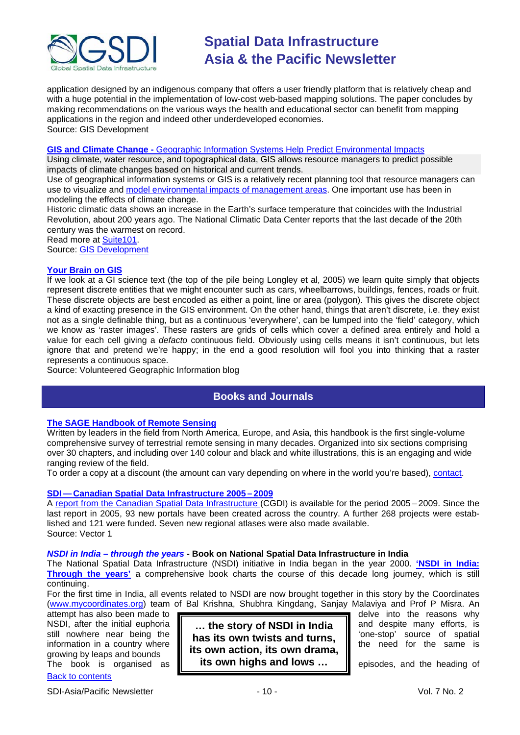application designed by an indigenous company that offers a user friendly platform that is relatively cheap and with a huge potential in the implementation of low-cost web-based mapping solutions. The paper concludes by making recommendations on the various ways the health and educational sector can benefit from mapping applications in the region and indeed other underdeveloped economies.
Source: GIS Development

**GIS and Climate Change -** Geographic Information Systems Help Predict Environmental Impacts

Using climate, water resource, and topographical data, GIS allows resource managers to predict possible impacts of climate changes based on historical and current trends.

Use of geographical information systems or GIS is a relatively recent planning tool that resource managers can use to visualize and model environmental impacts of management areas. One important use has been in modeling the effects of climate change.

Historic climatic data shows an increase in the Earth's surface temperature that coincides with the Industrial Revolution, about 200 years ago. The National Climatic Data Center reports that the last decade of the 20th century was the warmest on record.

Read more at Suite101.
Source: GIS Development

**Your Brain on GIS**

If we look at a GI science text (the top of the pile being Longley et al, 2005) we learn quite simply that objects represent discrete entities that we might encounter such as cars, wheelbarrows, buildings, fences, roads or fruit. These discrete objects are best encoded as either a point, line or area (polygon). This gives the discrete object a kind of exacting presence in the GIS environment. On the other hand, things that aren't discrete, i.e. they exist not as a single definable thing, but as a continuous 'everywhere', can be lumped into the 'field' category, which we know as 'raster images'. These rasters are grids of cells which cover a defined area entirely and hold a value for each cell giving a *defacto* continuous field. Obviously using cells means it isn't continuous, but lets ignore that and pretend we're happy; in the end a good resolution will fool you into thinking that a raster represents a continuous space.
Source: Volunteered Geographic Information blog

## Books and Journals

**The SAGE Handbook of Remote Sensing**

Written by leaders in the field from North America, Europe, and Asia, this handbook is the first single-volume comprehensive survey of terrestrial remote sensing in many decades. Organized into six sections comprising over 30 chapters, and including over 140 colour and black and white illustrations, this is an engaging and wide ranging review of the field.

To order a copy at a discount (the amount can vary depending on where in the world you're based), contact.

**SDI — Canadian Spatial Data Infrastructure 2005 – 2009**

A report from the Canadian Spatial Data Infrastructure (CGDI) is available for the period 2005 – 2009. Since the last report in 2005, 93 new portals have been created across the country. A further 268 projects were established and 121 were funded. Seven new regional atlases were also made available.
Source: Vector 1

***NSDI in India – through the years*** **- Book on National Spatial Data Infrastructure in India**

The National Spatial Data Infrastructure (NSDI) initiative in India began in the year 2000. **'NSDI in India: Through the years'** a comprehensive book charts the course of this decade long journey, which is still continuing.

For the first time in India, all events related to NSDI are now brought together in this story by the Coordinates (www.mycoordinates.org) team of Bal Krishna, Shubhra Kingdang, Sanjay Malaviya and Prof P Misra. An attempt has also been made to delve into the reasons why NSDI, after the initial euphoria and despite many efforts, is still nowhere near being the 'one-stop' source of spatial information in a country where the need for the same is growing by leaps and bounds

> **… the story of NSDI in India has its own twists and turns, its own action, its own drama, its own highs and lows …**

The book is organised as episodes, and the heading of

Back to contents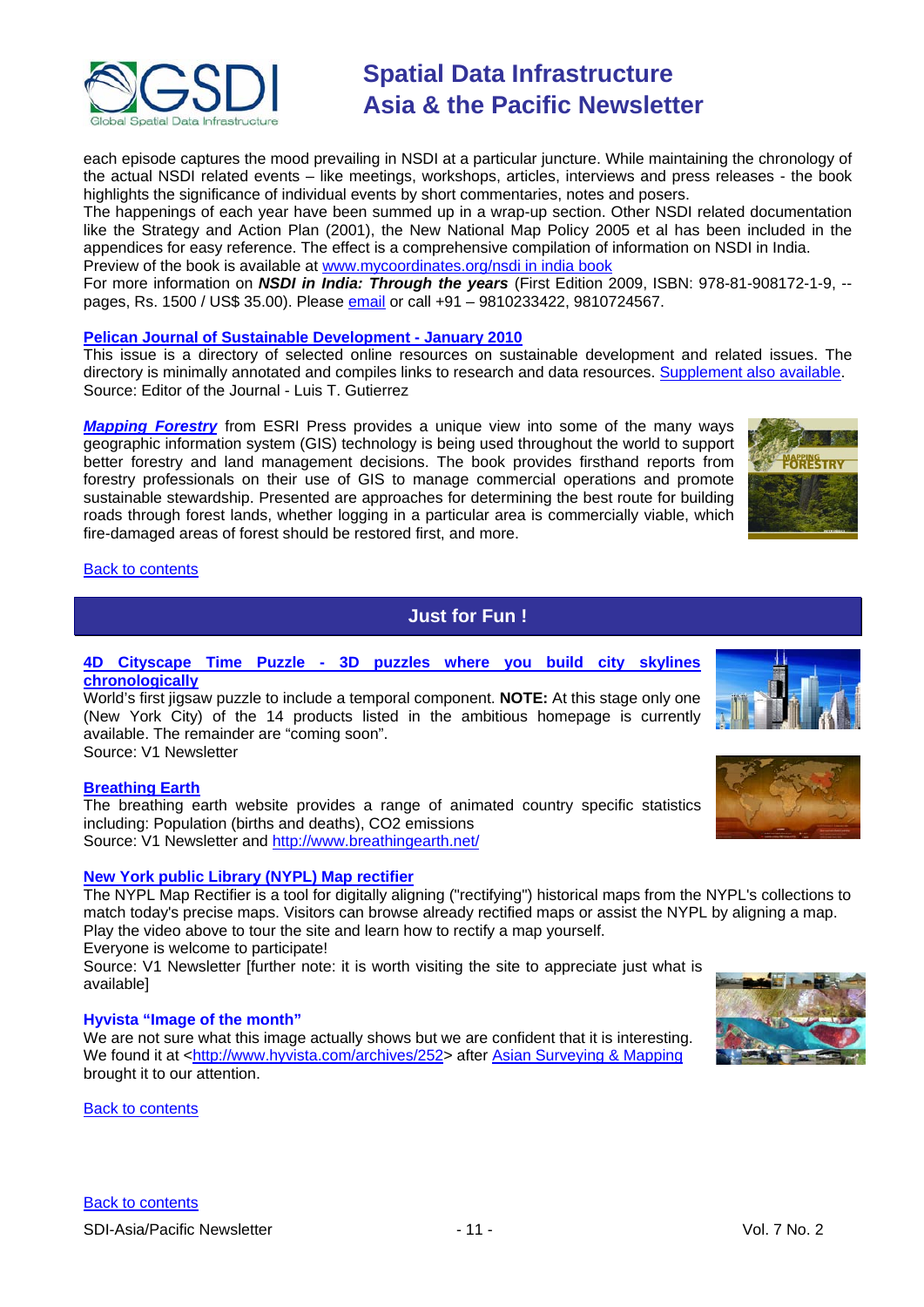each episode captures the mood prevailing in NSDI at a particular juncture. While maintaining the chronology of the actual NSDI related events – like meetings, workshops, articles, interviews and press releases - the book highlights the significance of individual events by short commentaries, notes and posers.
The happenings of each year have been summed up in a wrap-up section. Other NSDI related documentation like the Strategy and Action Plan (2001), the New National Map Policy 2005 et al has been included in the appendices for easy reference. The effect is a comprehensive compilation of information on NSDI in India.
Preview of the book is available at www.mycoordinates.org/nsdi in india book
For more information on ***NSDI in India: Through the years*** (First Edition 2009, ISBN: 978-81-908172-1-9, -- pages, Rs. 1500 / US$ 35.00). Please email or call +91 – 9810233422, 9810724567.

**Pelican Journal of Sustainable Development - January 2010**
This issue is a directory of selected online resources on sustainable development and related issues. The directory is minimally annotated and compiles links to research and data resources. Supplement also available.
Source: Editor of the Journal - Luis T. Gutierrez

***Mapping Forestry*** from ESRI Press provides a unique view into some of the many ways geographic information system (GIS) technology is being used throughout the world to support better forestry and land management decisions. The book provides firsthand reports from forestry professionals on their use of GIS to manage commercial operations and promote sustainable stewardship. Presented are approaches for determining the best route for building roads through forest lands, whether logging in a particular area is commercially viable, which fire-damaged areas of forest should be restored first, and more.

Back to contents

## Just for Fun !

**4D Cityscape Time Puzzle - 3D puzzles where you build city skylines chronologically**
World's first jigsaw puzzle to include a temporal component. **NOTE:** At this stage only one (New York City) of the 14 products listed in the ambitious homepage is currently available. The remainder are "coming soon".
Source: V1 Newsletter

**Breathing Earth**
The breathing earth website provides a range of animated country specific statistics including: Population (births and deaths), CO2 emissions
Source: V1 Newsletter and http://www.breathingearth.net/

**New York public Library (NYPL) Map rectifier**
The NYPL Map Rectifier is a tool for digitally aligning ("rectifying") historical maps from the NYPL's collections to match today's precise maps. Visitors can browse already rectified maps or assist the NYPL by aligning a map. Play the video above to tour the site and learn how to rectify a map yourself.
Everyone is welcome to participate!
Source: V1 Newsletter [further note: it is worth visiting the site to appreciate just what is available]

**Hyvista "Image of the month"**
We are not sure what this image actually shows but we are confident that it is interesting. We found it at <http://www.hyvista.com/archives/252> after Asian Surveying & Mapping brought it to our attention.

Back to contents

Back to contents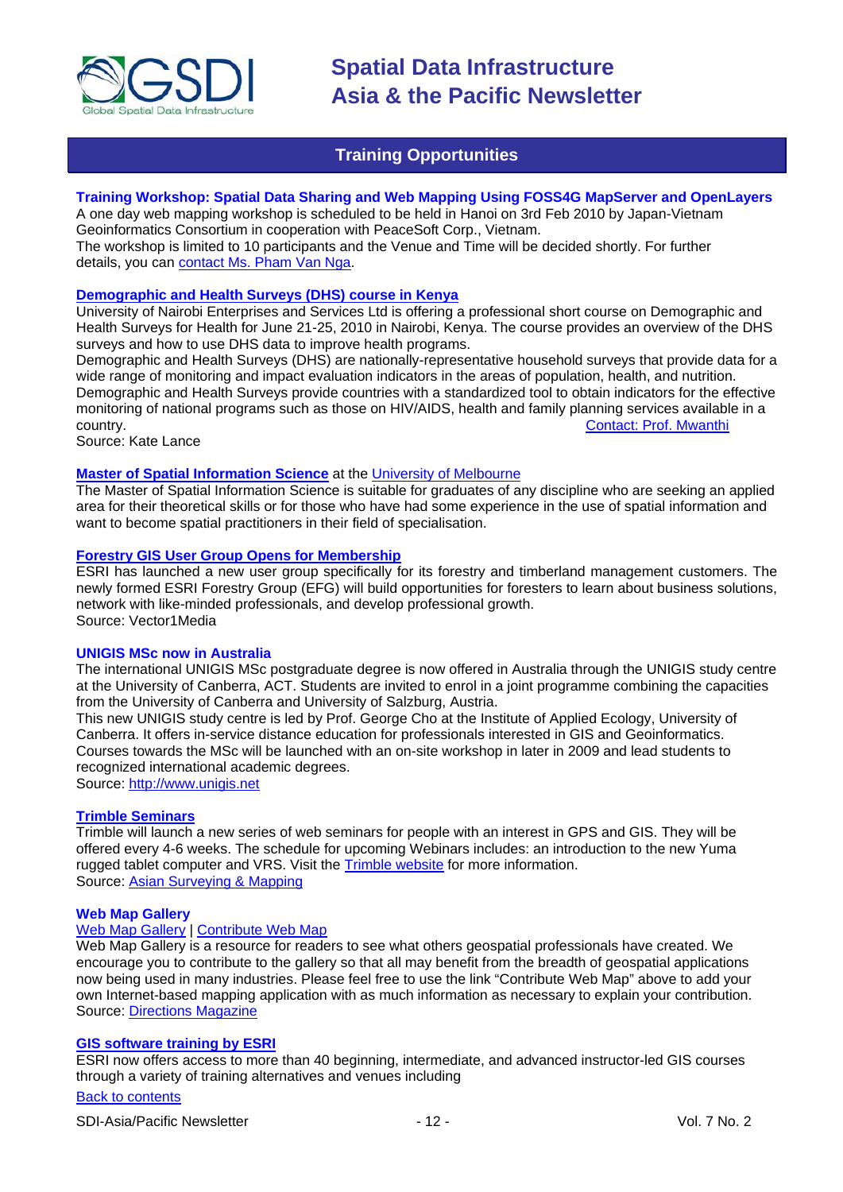## Training Opportunities

### Training Workshop: Spatial Data Sharing and Web Mapping Using FOSS4G MapServer and OpenLayers

A one day web mapping workshop is scheduled to be held in Hanoi on 3rd Feb 2010 by Japan-Vietnam Geoinformatics Consortium in cooperation with PeaceSoft Corp., Vietnam.
The workshop is limited to 10 participants and the Venue and Time will be decided shortly. For further details, you can contact Ms. Pham Van Nga.

### Demographic and Health Surveys (DHS) course in Kenya

University of Nairobi Enterprises and Services Ltd is offering a professional short course on Demographic and Health Surveys for Health for June 21-25, 2010 in Nairobi, Kenya. The course provides an overview of the DHS surveys and how to use DHS data to improve health programs.
Demographic and Health Surveys (DHS) are nationally-representative household surveys that provide data for a wide range of monitoring and impact evaluation indicators in the areas of population, health, and nutrition. Demographic and Health Surveys provide countries with a standardized tool to obtain indicators for the effective monitoring of national programs such as those on HIV/AIDS, health and family planning services available in a country. Contact: Prof. Mwanthi
Source: Kate Lance

### Master of Spatial Information Science at the University of Melbourne

The Master of Spatial Information Science is suitable for graduates of any discipline who are seeking an applied area for their theoretical skills or for those who have had some experience in the use of spatial information and want to become spatial practitioners in their field of specialisation.

### Forestry GIS User Group Opens for Membership

ESRI has launched a new user group specifically for its forestry and timberland management customers. The newly formed ESRI Forestry Group (EFG) will build opportunities for foresters to learn about business solutions, network with like-minded professionals, and develop professional growth.
Source: Vector1Media

### UNIGIS MSc now in Australia

The international UNIGIS MSc postgraduate degree is now offered in Australia through the UNIGIS study centre at the University of Canberra, ACT. Students are invited to enrol in a joint programme combining the capacities from the University of Canberra and University of Salzburg, Austria.
This new UNIGIS study centre is led by Prof. George Cho at the Institute of Applied Ecology, University of Canberra. It offers in-service distance education for professionals interested in GIS and Geoinformatics. Courses towards the MSc will be launched with an on-site workshop in later in 2009 and lead students to recognized international academic degrees.
Source: http://www.unigis.net

### Trimble Seminars

Trimble will launch a new series of web seminars for people with an interest in GPS and GIS. They will be offered every 4-6 weeks. The schedule for upcoming Webinars includes: an introduction to the new Yuma rugged tablet computer and VRS. Visit the Trimble website for more information.
Source: Asian Surveying & Mapping

### Web Map Gallery

Web Map Gallery | Contribute Web Map
Web Map Gallery is a resource for readers to see what others geospatial professionals have created. We encourage you to contribute to the gallery so that all may benefit from the breadth of geospatial applications now being used in many industries. Please feel free to use the link "Contribute Web Map" above to add your own Internet-based mapping application with as much information as necessary to explain your contribution.
Source: Directions Magazine

### GIS software training by ESRI

ESRI now offers access to more than 40 beginning, intermediate, and advanced instructor-led GIS courses through a variety of training alternatives and venues including

Back to contents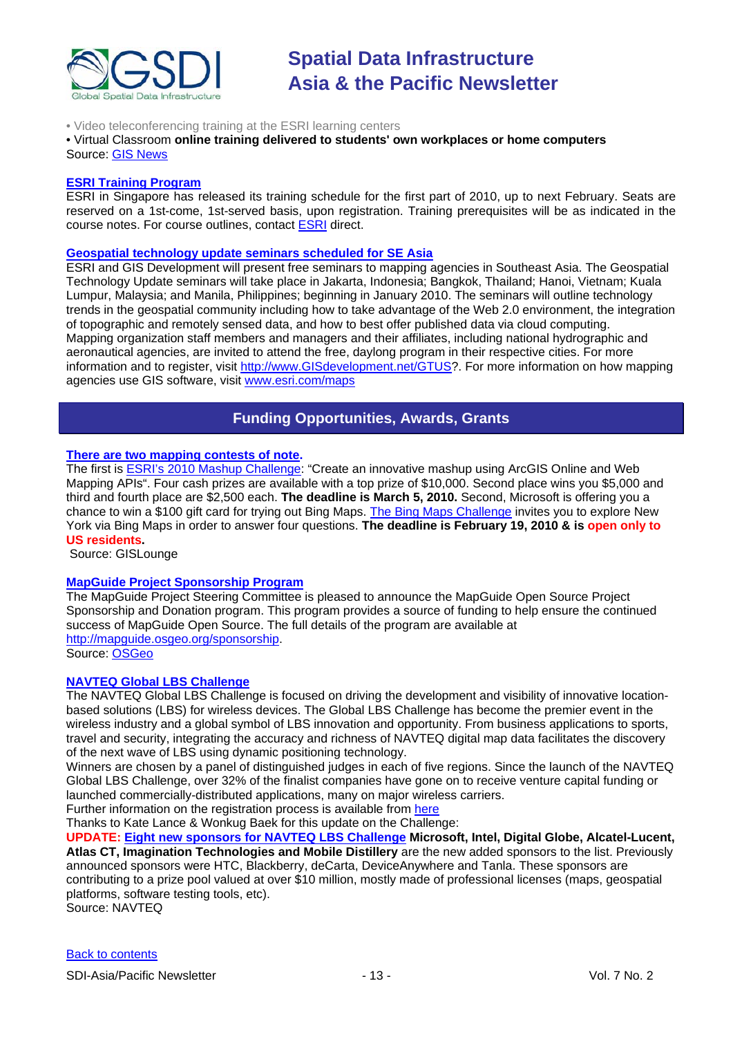• Video teleconferencing training at the ESRI learning centers

• Virtual Classroom **online training delivered to students' own workplaces or home computers**

Source: GIS News

**ESRI Training Program**

ESRI in Singapore has released its training schedule for the first part of 2010, up to next February. Seats are reserved on a 1st-come, 1st-served basis, upon registration. Training prerequisites will be as indicated in the course notes. For course outlines, contact ESRI direct.

**Geospatial technology update seminars scheduled for SE Asia**

ESRI and GIS Development will present free seminars to mapping agencies in Southeast Asia. The Geospatial Technology Update seminars will take place in Jakarta, Indonesia; Bangkok, Thailand; Hanoi, Vietnam; Kuala Lumpur, Malaysia; and Manila, Philippines; beginning in January 2010. The seminars will outline technology trends in the geospatial community including how to take advantage of the Web 2.0 environment, the integration of topographic and remotely sensed data, and how to best offer published data via cloud computing.
Mapping organization staff members and managers and their affiliates, including national hydrographic and aeronautical agencies, are invited to attend the free, daylong program in their respective cities. For more information and to register, visit http://www.GISdevelopment.net/GTUS?. For more information on how mapping agencies use GIS software, visit www.esri.com/maps

## Funding Opportunities, Awards, Grants

**There are two mapping contests of note.**

The first is ESRI's 2010 Mashup Challenge: "Create an innovative mashup using ArcGIS Online and Web Mapping APIs". Four cash prizes are available with a top prize of $10,000. Second place wins you $5,000 and third and fourth place are $2,500 each. **The deadline is March 5, 2010.** Second, Microsoft is offering you a chance to win a $100 gift card for trying out Bing Maps. The Bing Maps Challenge invites you to explore New York via Bing Maps in order to answer four questions. **The deadline is February 19, 2010 & is open only to US residents.**

Source: GISLounge

**MapGuide Project Sponsorship Program**

The MapGuide Project Steering Committee is pleased to announce the MapGuide Open Source Project Sponsorship and Donation program. This program provides a source of funding to help ensure the continued success of MapGuide Open Source. The full details of the program are available at http://mapguide.osgeo.org/sponsorship.

Source: OSGeo

**NAVTEQ Global LBS Challenge**

The NAVTEQ Global LBS Challenge is focused on driving the development and visibility of innovative location-based solutions (LBS) for wireless devices. The Global LBS Challenge has become the premier event in the wireless industry and a global symbol of LBS innovation and opportunity. From business applications to sports, travel and security, integrating the accuracy and richness of NAVTEQ digital map data facilitates the discovery of the next wave of LBS using dynamic positioning technology.
Winners are chosen by a panel of distinguished judges in each of five regions. Since the launch of the NAVTEQ Global LBS Challenge, over 32% of the finalist companies have gone on to receive venture capital funding or launched commercially-distributed applications, many on major wireless carriers.
Further information on the registration process is available from here
Thanks to Kate Lance & Wonkug Baek for this update on the Challenge:
**UPDATE: Eight new sponsors for NAVTEQ LBS Challenge Microsoft, Intel, Digital Globe, Alcatel-Lucent, Atlas CT, Imagination Technologies and Mobile Distillery** are the new added sponsors to the list. Previously announced sponsors were HTC, Blackberry, deCarta, DeviceAnywhere and Tanla. These sponsors are contributing to a prize pool valued at over $10 million, mostly made of professional licenses (maps, geospatial platforms, software testing tools, etc).
Source: NAVTEQ

Back to contents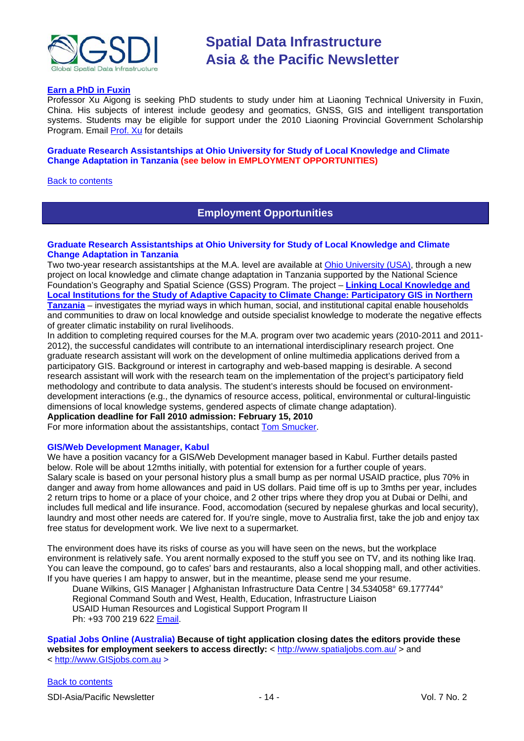**Earn a PhD in Fuxin**

Professor Xu Aigong is seeking PhD students to study under him at Liaoning Technical University in Fuxin, China. His subjects of interest include geodesy and geomatics, GNSS, GIS and intelligent transportation systems. Students may be eligible for support under the 2010 Liaoning Provincial Government Scholarship Program. Email Prof. Xu for details

**Graduate Research Assistantships at Ohio University for Study of Local Knowledge and Climate Change Adaptation in Tanzania (see below in EMPLOYMENT OPPORTUNITIES)**

Back to contents

## Employment Opportunities

### Graduate Research Assistantships at Ohio University for Study of Local Knowledge and Climate Change Adaptation in Tanzania

Two two-year research assistantships at the M.A. level are available at Ohio University (USA), through a new project on local knowledge and climate change adaptation in Tanzania supported by the National Science Foundation's Geography and Spatial Science (GSS) Program. The project – **Linking Local Knowledge and Local Institutions for the Study of Adaptive Capacity to Climate Change: Participatory GIS in Northern Tanzania** – investigates the myriad ways in which human, social, and institutional capital enable households and communities to draw on local knowledge and outside specialist knowledge to moderate the negative effects of greater climatic instability on rural livelihoods.

In addition to completing required courses for the M.A. program over two academic years (2010-2011 and 2011-2012), the successful candidates will contribute to an international interdisciplinary research project. One graduate research assistant will work on the development of online multimedia applications derived from a participatory GIS. Background or interest in cartography and web-based mapping is desirable. A second research assistant will work with the research team on the implementation of the project's participatory field methodology and contribute to data analysis. The student's interests should be focused on environment-development interactions (e.g., the dynamics of resource access, political, environmental or cultural-linguistic dimensions of local knowledge systems, gendered aspects of climate change adaptation).

**Application deadline for Fall 2010 admission: February 15, 2010**

For more information about the assistantships, contact Tom Smucker.

### GIS/Web Development Manager, Kabul

We have a position vacancy for a GIS/Web Development manager based in Kabul. Further details pasted below. Role will be about 12mths initially, with potential for extension for a further couple of years. Salary scale is based on your personal history plus a small bump as per normal USAID practice, plus 70% in danger and away from home allowances and paid in US dollars. Paid time off is up to 3mths per year, includes 2 return trips to home or a place of your choice, and 2 other trips where they drop you at Dubai or Delhi, and includes full medical and life insurance. Food, accomodation (secured by nepalese ghurkas and local security), laundry and most other needs are catered for. If you're single, move to Australia first, take the job and enjoy tax free status for development work. We live next to a supermarket.

The environment does have its risks of course as you will have seen on the news, but the workplace environment is relatively safe. You arent normally exposed to the stuff you see on TV, and its nothing like Iraq. You can leave the compound, go to cafes' bars and restaurants, also a local shopping mall, and other activities. If you have queries I am happy to answer, but in the meantime, please send me your resume.

Duane Wilkins, GIS Manager | Afghanistan Infrastructure Data Centre | 34.534058° 69.177744°
Regional Command South and West, Health, Education, Infrastructure Liaison
USAID Human Resources and Logistical Support Program II
Ph: +93 700 219 622 Email.

**Spatial Jobs Online (Australia) Because of tight application closing dates the editors provide these websites for employment seekers to access directly:** < http://www.spatialjobs.com.au/ > and < http://www.GISjobs.com.au >

Back to contents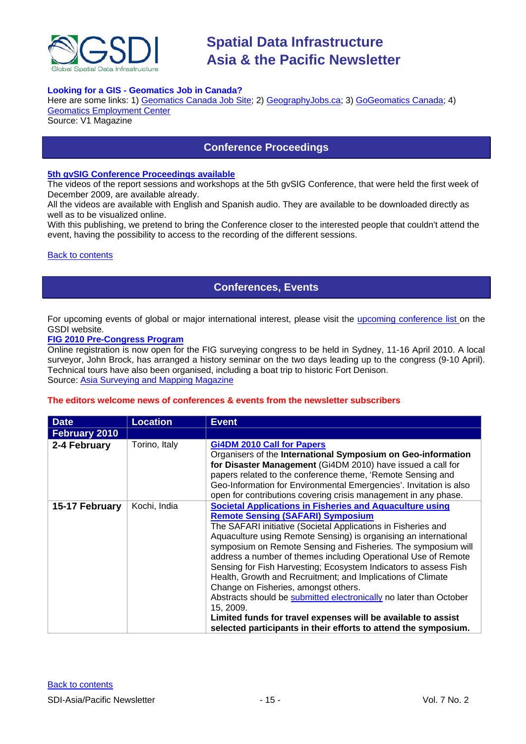**Looking for a GIS - Geomatics Job in Canada?**

Here are some links: 1) Geomatics Canada Job Site; 2) GeographyJobs.ca; 3) GoGeomatics Canada; 4) Geomatics Employment Center

Source: V1 Magazine

## Conference Proceedings

**5th gvSIG Conference Proceedings available**

The videos of the report sessions and workshops at the 5th gvSIG Conference, that were held the first week of December 2009, are available already.

All the videos are available with English and Spanish audio. They are available to be downloaded directly as well as to be visualized online.

With this publishing, we pretend to bring the Conference closer to the interested people that couldn't attend the event, having the possibility to access to the recording of the different sessions.

Back to contents

## Conferences, Events

For upcoming events of global or major international interest, please visit the upcoming conference list on the GSDI website.

**FIG 2010 Pre-Congress Program**

Online registration is now open for the FIG surveying congress to be held in Sydney, 11-16 April 2010. A local surveyor, John Brock, has arranged a history seminar on the two days leading up to the congress (9-10 April). Technical tours have also been organised, including a boat trip to historic Fort Denison.

Source: Asia Surveying and Mapping Magazine

**The editors welcome news of conferences & events from the newsletter subscribers**

| Date | Location | Event |
|---|---|---|
| **February 2010** | | |
| **2-4 February** | Torino, Italy | **Gi4DM 2010 Call for Papers**<br>Organisers of the **International Symposium on Geo-information for Disaster Management** (Gi4DM 2010) have issued a call for papers related to the conference theme, 'Remote Sensing and Geo-Information for Environmental Emergencies'. Invitation is also open for contributions covering crisis management in any phase. |
| **15-17 February** | Kochi, India | **Societal Applications in Fisheries and Aquaculture using Remote Sensing (SAFARI) Symposium**<br>The SAFARI initiative (Societal Applications in Fisheries and Aquaculture using Remote Sensing) is organising an international symposium on Remote Sensing and Fisheries. The symposium will address a number of themes including Operational Use of Remote Sensing for Fish Harvesting; Ecosystem Indicators to assess Fish Health, Growth and Recruitment; and Implications of Climate Change on Fisheries, amongst others.<br>Abstracts should be submitted electronically no later than October 15, 2009.<br>**Limited funds for travel expenses will be available to assist selected participants in their efforts to attend the symposium.** |

Back to contents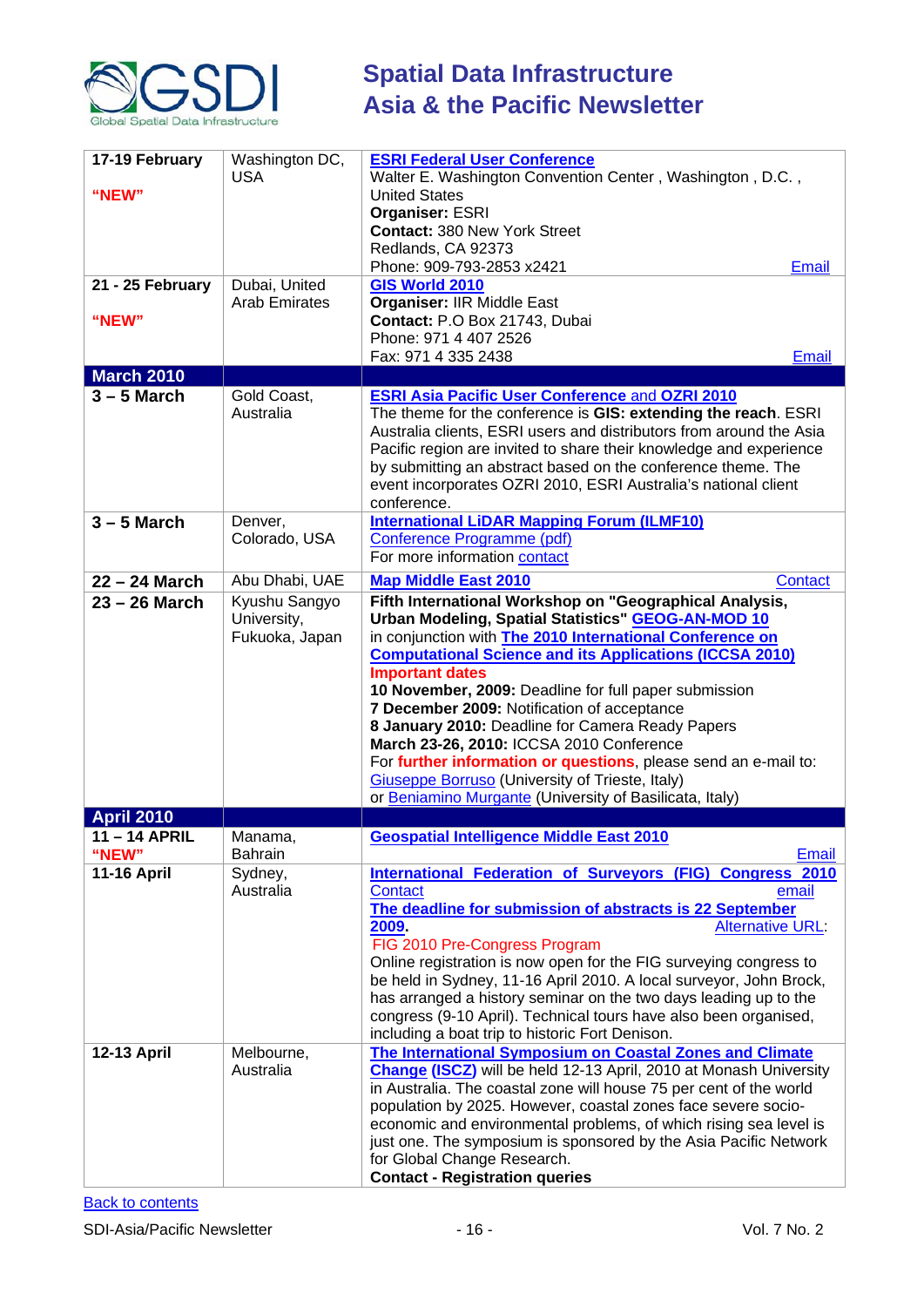| | | |
|---|---|---|
| **17-19 February**<br><br>**"NEW"** | Washington DC, USA | **ESRI Federal User Conference**<br>Walter E. Washington Convention Center , Washington , D.C. , United States<br>**Organiser:** ESRI<br>**Contact:** 380 New York Street<br>Redlands, CA 92373<br>Phone: 909-793-2853 x2421 Email |
| **21 - 25 February**<br><br>**"NEW"** | Dubai, United Arab Emirates | **GIS World 2010**<br>**Organiser:** IIR Middle East<br>**Contact:** P.O Box 21743, Dubai<br>Phone: 971 4 407 2526<br>Fax: 971 4 335 2438 Email |
| **March 2010** | | |
| **3 – 5 March** | Gold Coast, Australia | **ESRI Asia Pacific User Conference** and **OZRI 2010**<br>The theme for the conference is **GIS: extending the reach**. ESRI Australia clients, ESRI users and distributors from around the Asia Pacific region are invited to share their knowledge and experience by submitting an abstract based on the conference theme. The event incorporates OZRI 2010, ESRI Australia's national client conference. |
| **3 – 5 March** | Denver, Colorado, USA | **International LiDAR Mapping Forum (ILMF10)**<br>Conference Programme (pdf)<br>For more information contact |
| **22 – 24 March** | Abu Dhabi, UAE | **Map Middle East 2010** Contact |
| **23 – 26 March** | Kyushu Sangyo University, Fukuoka, Japan | **Fifth International Workshop on "Geographical Analysis, Urban Modeling, Spatial Statistics" GEOG-AN-MOD 10**<br>in conjunction with **The 2010 International Conference on Computational Science and its Applications (ICCSA 2010)**<br>**Important dates**<br>**10 November, 2009:** Deadline for full paper submission<br>**7 December 2009:** Notification of acceptance<br>**8 January 2010:** Deadline for Camera Ready Papers<br>**March 23-26, 2010:** ICCSA 2010 Conference<br>For **further information or questions**, please send an e-mail to: Giuseppe Borruso (University of Trieste, Italy)<br>or Beniamino Murgante (University of Basilicata, Italy) |
| **April 2010** | | |
| **11 – 14 APRIL**<br>**"NEW"** | Manama, Bahrain | **Geospatial Intelligence Middle East 2010**<br>Email |
| **11-16 April** | Sydney, Australia | **International Federation of Surveyors (FIG) Congress 2010**<br>Contact email<br>**The deadline for submission of abstracts is 22 September 2009.** Alternative URL:<br>FIG 2010 Pre-Congress Program<br>Online registration is now open for the FIG surveying congress to be held in Sydney, 11-16 April 2010. A local surveyor, John Brock, has arranged a history seminar on the two days leading up to the congress (9-10 April). Technical tours have also been organised, including a boat trip to historic Fort Denison. |
| **12-13 April** | Melbourne, Australia | **The International Symposium on Coastal Zones and Climate Change (ISCZ)** will be held 12-13 April, 2010 at Monash University in Australia. The coastal zone will house 75 per cent of the world population by 2025. However, coastal zones face severe socio-economic and environmental problems, of which rising sea level is just one. The symposium is sponsored by the Asia Pacific Network for Global Change Research.<br>**Contact - Registration queries** |

Back to contents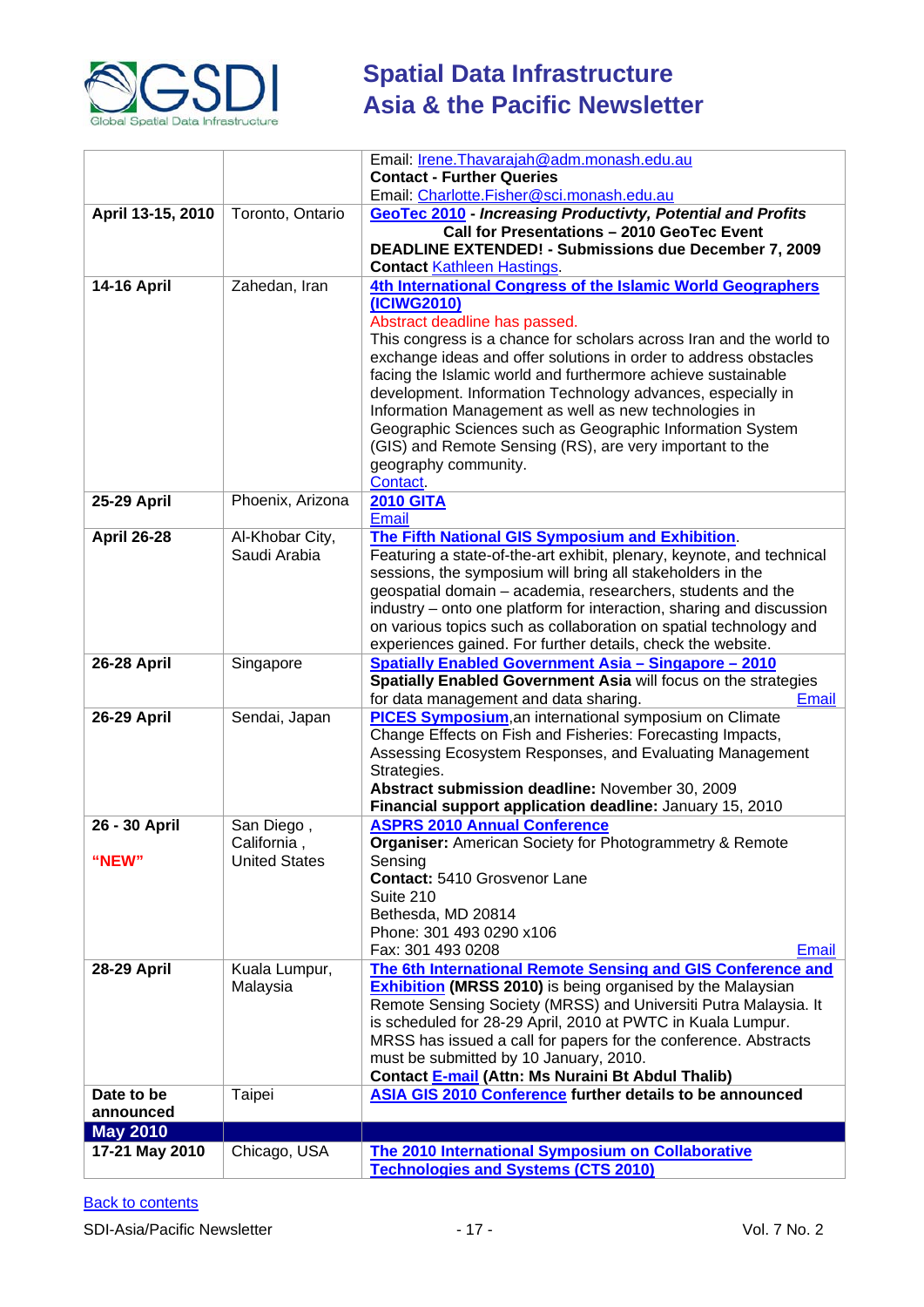| | | |
|---|---|---|
| | | Email: Irene.Thavarajah@adm.monash.edu.au<br>**Contact - Further Queries**<br>Email: Charlotte.Fisher@sci.monash.edu.au |
| **April 13-15, 2010** | Toronto, Ontario | **GeoTec 2010** - ***Increasing Productivty, Potential and Profits***<br>**Call for Presentations – 2010 GeoTec Event**<br>**DEADLINE EXTENDED! - Submissions due December 7, 2009**<br>**Contact** Kathleen Hastings. |
| **14-16 April** | Zahedan, Iran | **4th International Congress of the Islamic World Geographers (ICIWG2010)**<br>Abstract deadline has passed.<br>This congress is a chance for scholars across Iran and the world to exchange ideas and offer solutions in order to address obstacles facing the Islamic world and furthermore achieve sustainable development. Information Technology advances, especially in Information Management as well as new technologies in Geographic Sciences such as Geographic Information System (GIS) and Remote Sensing (RS), are very important to the geography community.<br>Contact. |
| **25-29 April** | Phoenix, Arizona | **2010 GITA**<br>Email |
| **April 26-28** | Al-Khobar City, Saudi Arabia | **The Fifth National GIS Symposium and Exhibition**.<br>Featuring a state-of-the-art exhibit, plenary, keynote, and technical sessions, the symposium will bring all stakeholders in the geospatial domain – academia, researchers, students and the industry – onto one platform for interaction, sharing and discussion on various topics such as collaboration on spatial technology and experiences gained. For further details, check the website. |
| **26-28 April** | Singapore | **Spatially Enabled Government Asia – Singapore – 2010**<br>**Spatially Enabled Government Asia** will focus on the strategies for data management and data sharing. Email |
| **26-29 April** | Sendai, Japan | **PICES Symposium**,an international symposium on Climate Change Effects on Fish and Fisheries: Forecasting Impacts, Assessing Ecosystem Responses, and Evaluating Management Strategies.<br>**Abstract submission deadline:** November 30, 2009<br>**Financial support application deadline:** January 15, 2010 |
| **26 - 30 April**<br><br>**"NEW"** | San Diego , California , United States | **ASPRS 2010 Annual Conference**<br>**Organiser:** American Society for Photogrammetry & Remote Sensing<br>**Contact:** 5410 Grosvenor Lane<br>Suite 210<br>Bethesda, MD 20814<br>Phone: 301 493 0290 x106<br>Fax: 301 493 0208 Email |
| **28-29 April** | Kuala Lumpur, Malaysia | **The 6th International Remote Sensing and GIS Conference and Exhibition** **(MRSS 2010)** is being organised by the Malaysian Remote Sensing Society (MRSS) and Universiti Putra Malaysia. It is scheduled for 28-29 April, 2010 at PWTC in Kuala Lumpur. MRSS has issued a call for papers for the conference. Abstracts must be submitted by 10 January, 2010.<br>**Contact E-mail (Attn: Ms Nuraini Bt Abdul Thalib)** |
| **Date to be announced** | Taipei | **ASIA GIS 2010 Conference further details to be announced** |
| **May 2010** | | |
| **17-21 May 2010** | Chicago, USA | **The 2010 International Symposium on Collaborative Technologies and Systems (CTS 2010)** |

Back to contents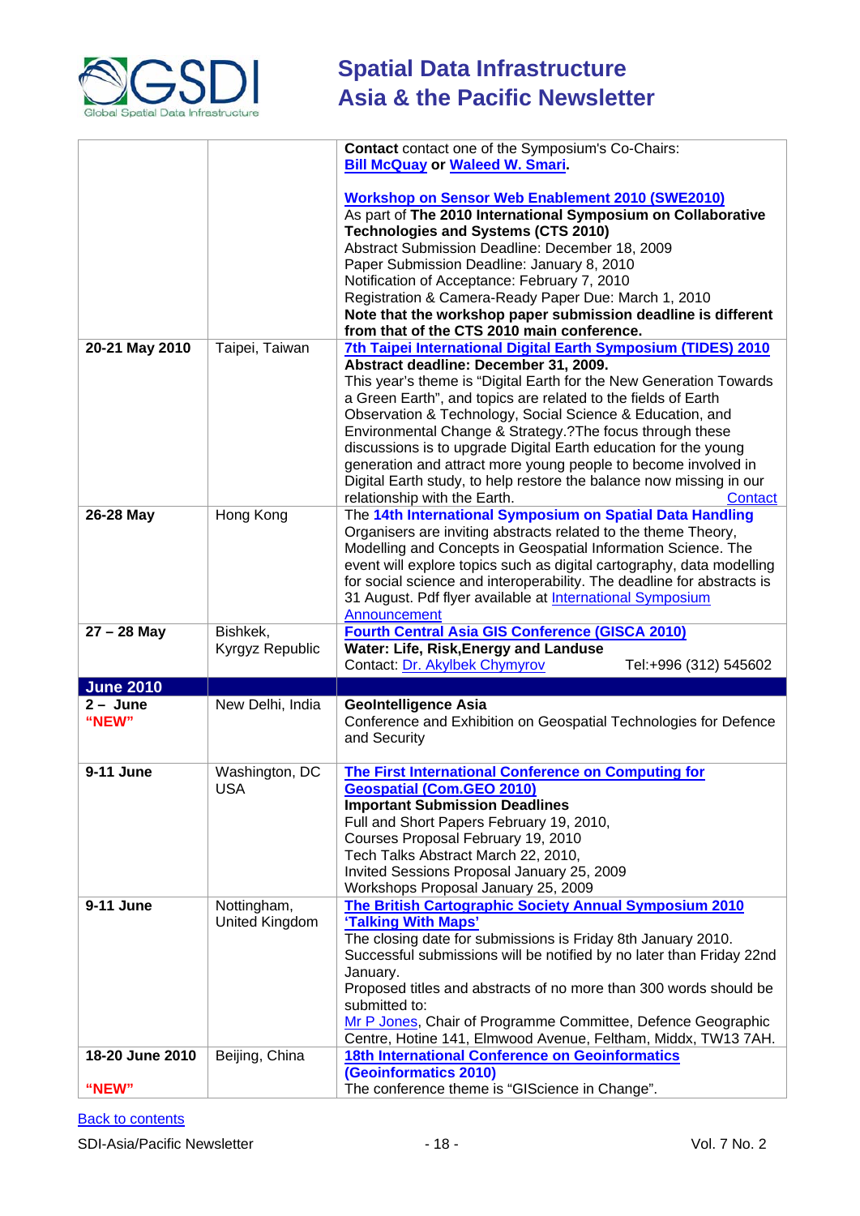| | | |
|---|---|---|
| | | **Contact** contact one of the Symposium's Co-Chairs: **Bill McQuay or Waleed W. Smari.**<br><br>**Workshop on Sensor Web Enablement 2010 (SWE2010)**<br>As part of **The 2010 International Symposium on Collaborative Technologies and Systems (CTS 2010)**<br>Abstract Submission Deadline: December 18, 2009<br>Paper Submission Deadline: January 8, 2010<br>Notification of Acceptance: February 7, 2010<br>Registration & Camera-Ready Paper Due: March 1, 2010<br>**Note that the workshop paper submission deadline is different from that of the CTS 2010 main conference.** |
| **20-21 May 2010** | Taipei, Taiwan | **7th Taipei International Digital Earth Symposium (TIDES) 2010**<br>**Abstract deadline: December 31, 2009.**<br>This year's theme is "Digital Earth for the New Generation Towards a Green Earth", and topics are related to the fields of Earth Observation & Technology, Social Science & Education, and Environmental Change & Strategy.?The focus through these discussions is to upgrade Digital Earth education for the young generation and attract more young people to become involved in Digital Earth study, to help restore the balance now missing in our relationship with the Earth. Contact |
| **26-28 May** | Hong Kong | The **14th International Symposium on Spatial Data Handling** Organisers are inviting abstracts related to the theme Theory, Modelling and Concepts in Geospatial Information Science. The event will explore topics such as digital cartography, data modelling for social science and interoperability. The deadline for abstracts is 31 August. Pdf flyer available at International Symposium Announcement |
| **27 – 28 May** | Bishkek, Kyrgyz Republic | **Fourth Central Asia GIS Conference (GISCA 2010)**<br>**Water: Life, Risk,Energy and Landuse**<br>Contact: Dr. Akylbek Chymyrov Tel:+996 (312) 545602 |
| **June 2010** | | |
| **2 – June "NEW"** | New Delhi, India | **GeoIntelligence Asia**<br>Conference and Exhibition on Geospatial Technologies for Defence and Security |
| **9-11 June** | Washington, DC USA | **The First International Conference on Computing for Geospatial (Com.GEO 2010)**<br>**Important Submission Deadlines**<br>Full and Short Papers February 19, 2010,<br>Courses Proposal February 19, 2010<br>Tech Talks Abstract March 22, 2010,<br>Invited Sessions Proposal January 25, 2009<br>Workshops Proposal January 25, 2009 |
| **9-11 June** | Nottingham, United Kingdom | **The British Cartographic Society Annual Symposium 2010 'Talking With Maps'**<br>The closing date for submissions is Friday 8th January 2010. Successful submissions will be notified by no later than Friday 22nd January.<br>Proposed titles and abstracts of no more than 300 words should be submitted to:<br>Mr P Jones, Chair of Programme Committee, Defence Geographic Centre, Hotine 141, Elmwood Avenue, Feltham, Middx, TW13 7AH. |
| **18-20 June 2010**<br><br>**"NEW"** | Beijing, China | **18th International Conference on Geoinformatics (Geoinformatics 2010)**<br>The conference theme is "GIScience in Change". |

Back to contents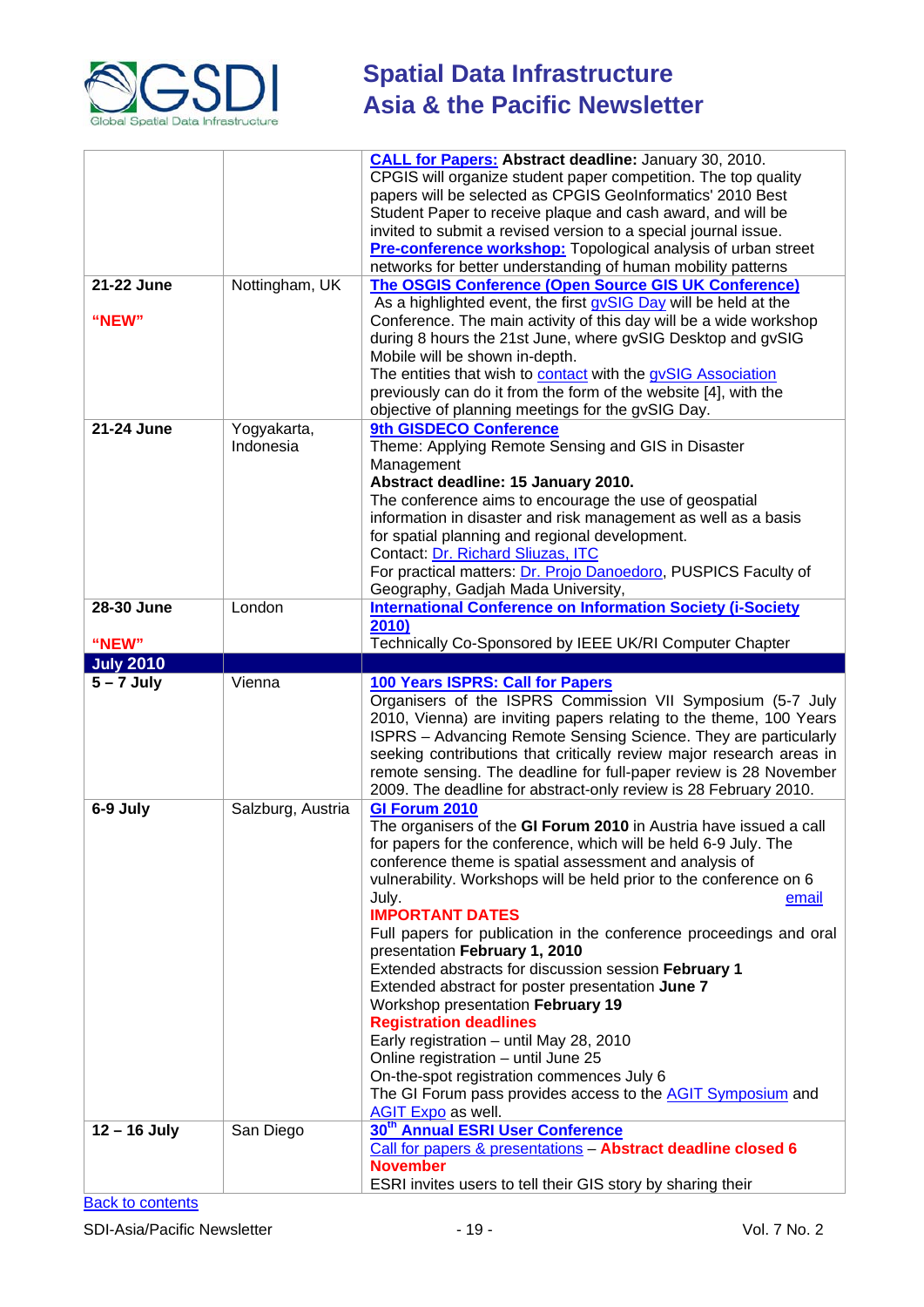| | | |
|---|---|---|
| | | **CALL for Papers: Abstract deadline:** January 30, 2010. CPGIS will organize student paper competition. The top quality papers will be selected as CPGIS GeoInformatics' 2010 Best Student Paper to receive plaque and cash award, and will be invited to submit a revised version to a special journal issue. **Pre-conference workshop:** Topological analysis of urban street networks for better understanding of human mobility patterns |
| **21-22 June** <br><br> **"NEW"** | Nottingham, UK | **The OSGIS Conference (Open Source GIS UK Conference)** <br> As a highlighted event, the first gvSIG Day will be held at the Conference. The main activity of this day will be a wide workshop during 8 hours the 21st June, where gvSIG Desktop and gvSIG Mobile will be shown in-depth. <br> The entities that wish to contact with the gvSIG Association previously can do it from the form of the website [4], with the objective of planning meetings for the gvSIG Day. |
| **21-24 June** | Yogyakarta, Indonesia | **9th GISDECO Conference** <br> Theme: Applying Remote Sensing and GIS in Disaster Management <br> **Abstract deadline: 15 January 2010.** <br> The conference aims to encourage the use of geospatial information in disaster and risk management as well as a basis for spatial planning and regional development. <br> Contact: Dr. Richard Sliuzas, ITC <br> For practical matters: Dr. Projo Danoedoro, PUSPICS Faculty of Geography, Gadjah Mada University, |
| **28-30 June** <br><br> **"NEW"** | London | **International Conference on Information Society (i-Society 2010)** <br> Technically Co-Sponsored by IEEE UK/RI Computer Chapter |
| **July 2010** | | |
| **5 – 7 July** | Vienna | **100 Years ISPRS: Call for Papers** <br> Organisers of the ISPRS Commission VII Symposium (5-7 July 2010, Vienna) are inviting papers relating to the theme, 100 Years ISPRS – Advancing Remote Sensing Science. They are particularly seeking contributions that critically review major research areas in remote sensing. The deadline for full-paper review is 28 November 2009. The deadline for abstract-only review is 28 February 2010. |
| **6-9 July** | Salzburg, Austria | **GI Forum 2010** <br> The organisers of the **GI Forum 2010** in Austria have issued a call for papers for the conference, which will be held 6-9 July. The conference theme is spatial assessment and analysis of vulnerability. Workshops will be held prior to the conference on 6 July. email <br> **IMPORTANT DATES** <br> Full papers for publication in the conference proceedings and oral presentation **February 1, 2010** <br> Extended abstracts for discussion session **February 1** <br> Extended abstract for poster presentation **June 7** <br> Workshop presentation **February 19** <br> **Registration deadlines** <br> Early registration – until May 28, 2010 <br> Online registration – until June 25 <br> On-the-spot registration commences July 6 <br> The GI Forum pass provides access to the AGIT Symposium and AGIT Expo as well. |
| **12 – 16 July** | San Diego | **30th Annual ESRI User Conference** <br> Call for papers & presentations – **Abstract deadline closed 6 November** <br> ESRI invites users to tell their GIS story by sharing their |

Back to contents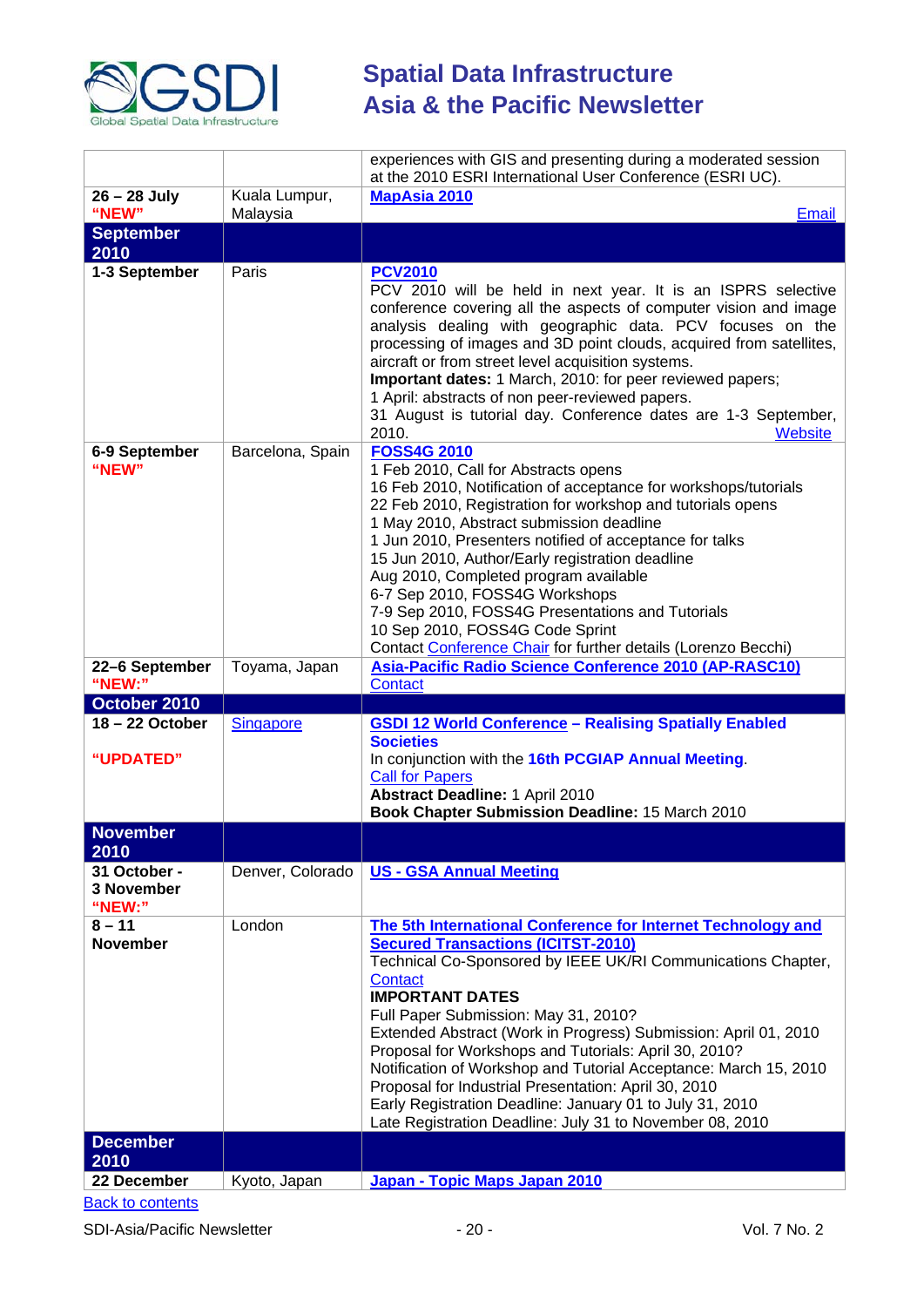| | | |
|---|---|---|
| | | experiences with GIS and presenting during a moderated session at the 2010 ESRI International User Conference (ESRI UC). |
| **26 – 28 July** **"NEW"** | Kuala Lumpur, Malaysia | **MapAsia 2010** Email |
| **September 2010** | | |
| **1-3 September** | Paris | **PCV2010** PCV 2010 will be held in next year. It is an ISPRS selective conference covering all the aspects of computer vision and image analysis dealing with geographic data. PCV focuses on the processing of images and 3D point clouds, acquired from satellites, aircraft or from street level acquisition systems. **Important dates:** 1 March, 2010: for peer reviewed papers; 1 April: abstracts of non peer-reviewed papers. 31 August is tutorial day. Conference dates are 1-3 September, 2010. Website |
| **6-9 September** **"NEW"** | Barcelona, Spain | **FOSS4G 2010** 1 Feb 2010, Call for Abstracts opens 16 Feb 2010, Notification of acceptance for workshops/tutorials 22 Feb 2010, Registration for workshop and tutorials opens 1 May 2010, Abstract submission deadline 1 Jun 2010, Presenters notified of acceptance for talks 15 Jun 2010, Author/Early registration deadline Aug 2010, Completed program available 6-7 Sep 2010, FOSS4G Workshops 7-9 Sep 2010, FOSS4G Presentations and Tutorials 10 Sep 2010, FOSS4G Code Sprint Contact Conference Chair for further details (Lorenzo Becchi) |
| **22–6 September** **"NEW:"** | Toyama, Japan | **Asia-Pacific Radio Science Conference 2010 (AP-RASC10)** Contact |
| **October 2010** | | |
| **18 – 22 October** **"UPDATED"** | Singapore | **GSDI 12 World Conference – Realising Spatially Enabled Societies** In conjunction with the **16th PCGIAP Annual Meeting**. Call for Papers **Abstract Deadline:** 1 April 2010 **Book Chapter Submission Deadline:** 15 March 2010 |
| **November 2010** | | |
| **31 October - 3 November** **"NEW:"** | Denver, Colorado | **US - GSA Annual Meeting** |
| **8 – 11 November** | London | **The 5th International Conference for Internet Technology and Secured Transactions (ICITST-2010)** Technical Co-Sponsored by IEEE UK/RI Communications Chapter, Contact **IMPORTANT DATES** Full Paper Submission: May 31, 2010? Extended Abstract (Work in Progress) Submission: April 01, 2010 Proposal for Workshops and Tutorials: April 30, 2010? Notification of Workshop and Tutorial Acceptance: March 15, 2010 Proposal for Industrial Presentation: April 30, 2010 Early Registration Deadline: January 01 to July 31, 2010 Late Registration Deadline: July 31 to November 08, 2010 |
| **December 2010** | | |
| **22 December** | Kyoto, Japan | **Japan - Topic Maps Japan 2010** |

Back to contents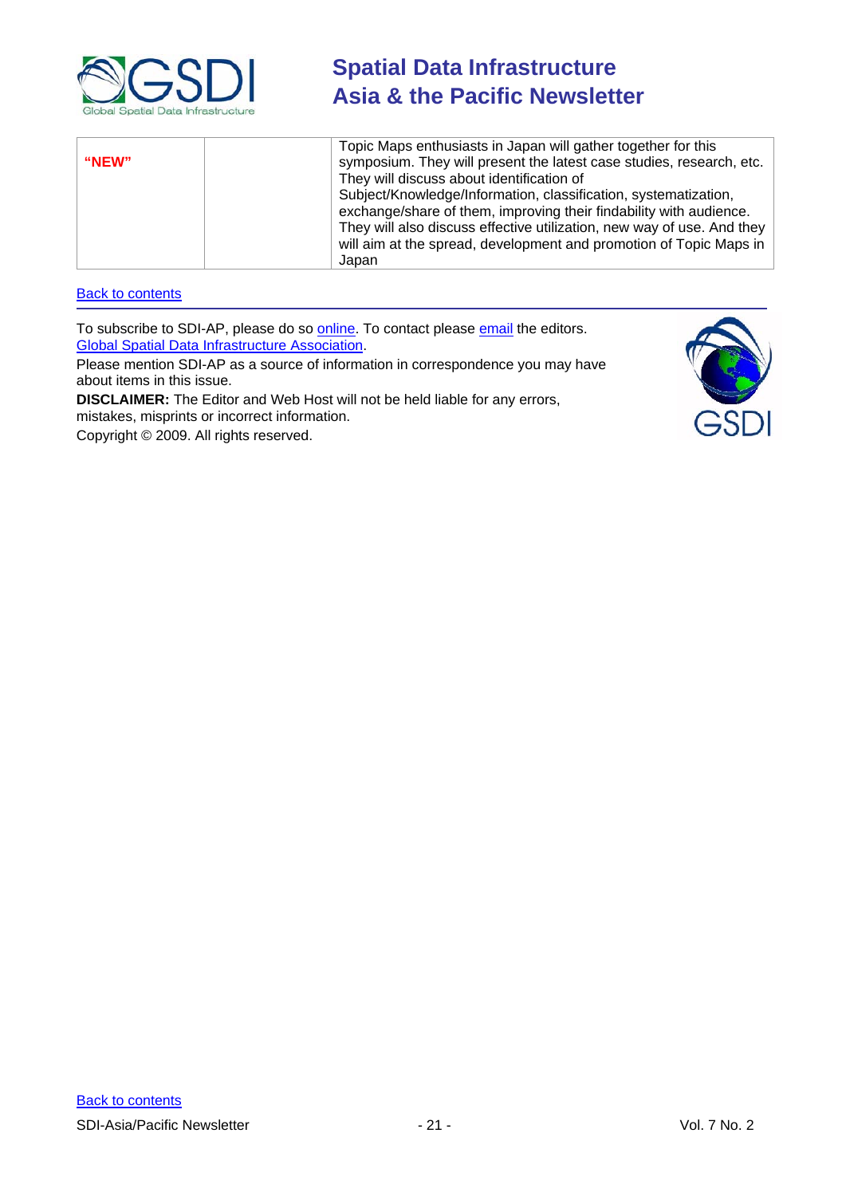| | | |
|---|---|---|
| **"NEW"** | | Topic Maps enthusiasts in Japan will gather together for this symposium. They will present the latest case studies, research, etc. They will discuss about identification of Subject/Knowledge/Information, classification, systematization, exchange/share of them, improving their findability with audience. They will also discuss effective utilization, new way of use. And they will aim at the spread, development and promotion of Topic Maps in Japan |

Back to contents

---

To subscribe to SDI-AP, please do so online. To contact please email the editors. Global Spatial Data Infrastructure Association.

Please mention SDI-AP as a source of information in correspondence you may have about items in this issue.

**DISCLAIMER:** The Editor and Web Host will not be held liable for any errors, mistakes, misprints or incorrect information.

Copyright © 2009. All rights reserved.

Back to contents